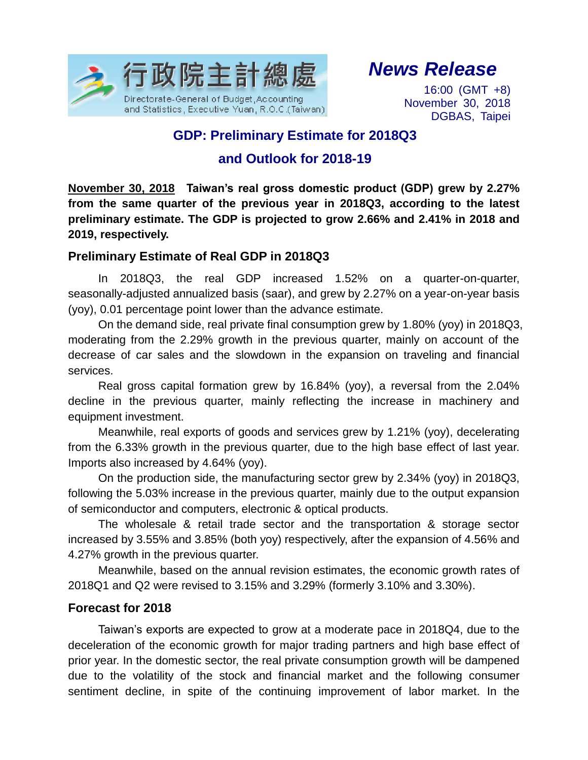行政院主計總處

Directorate-General of Budget, Accounting and Statistics, Executive Yuan, R.O.C.(Taiwan)

***News Release***

16:00 (GMT +8)
November 30, 2018
DGBAS, Taipei

# GDP: Preliminary Estimate for 2018Q3 and Outlook for 2018-19

**<u>November 30, 2018</u> Taiwan's real gross domestic product (GDP) grew by 2.27% from the same quarter of the previous year in 2018Q3, according to the latest preliminary estimate. The GDP is projected to grow 2.66% and 2.41% in 2018 and 2019, respectively.**

## Preliminary Estimate of Real GDP in 2018Q3

In 2018Q3, the real GDP increased 1.52% on a quarter-on-quarter, seasonally-adjusted annualized basis (saar), and grew by 2.27% on a year-on-year basis (yoy), 0.01 percentage point lower than the advance estimate.

On the demand side, real private final consumption grew by 1.80% (yoy) in 2018Q3, moderating from the 2.29% growth in the previous quarter, mainly on account of the decrease of car sales and the slowdown in the expansion on traveling and financial services.

Real gross capital formation grew by 16.84% (yoy), a reversal from the 2.04% decline in the previous quarter, mainly reflecting the increase in machinery and equipment investment.

Meanwhile, real exports of goods and services grew by 1.21% (yoy), decelerating from the 6.33% growth in the previous quarter, due to the high base effect of last year. Imports also increased by 4.64% (yoy).

On the production side, the manufacturing sector grew by 2.34% (yoy) in 2018Q3, following the 5.03% increase in the previous quarter, mainly due to the output expansion of semiconductor and computers, electronic & optical products.

The wholesale & retail trade sector and the transportation & storage sector increased by 3.55% and 3.85% (both yoy) respectively, after the expansion of 4.56% and 4.27% growth in the previous quarter.

Meanwhile, based on the annual revision estimates, the economic growth rates of 2018Q1 and Q2 were revised to 3.15% and 3.29% (formerly 3.10% and 3.30%).

## Forecast for 2018

Taiwan's exports are expected to grow at a moderate pace in 2018Q4, due to the deceleration of the economic growth for major trading partners and high base effect of prior year. In the domestic sector, the real private consumption growth will be dampened due to the volatility of the stock and financial market and the following consumer sentiment decline, in spite of the continuing improvement of labor market. In the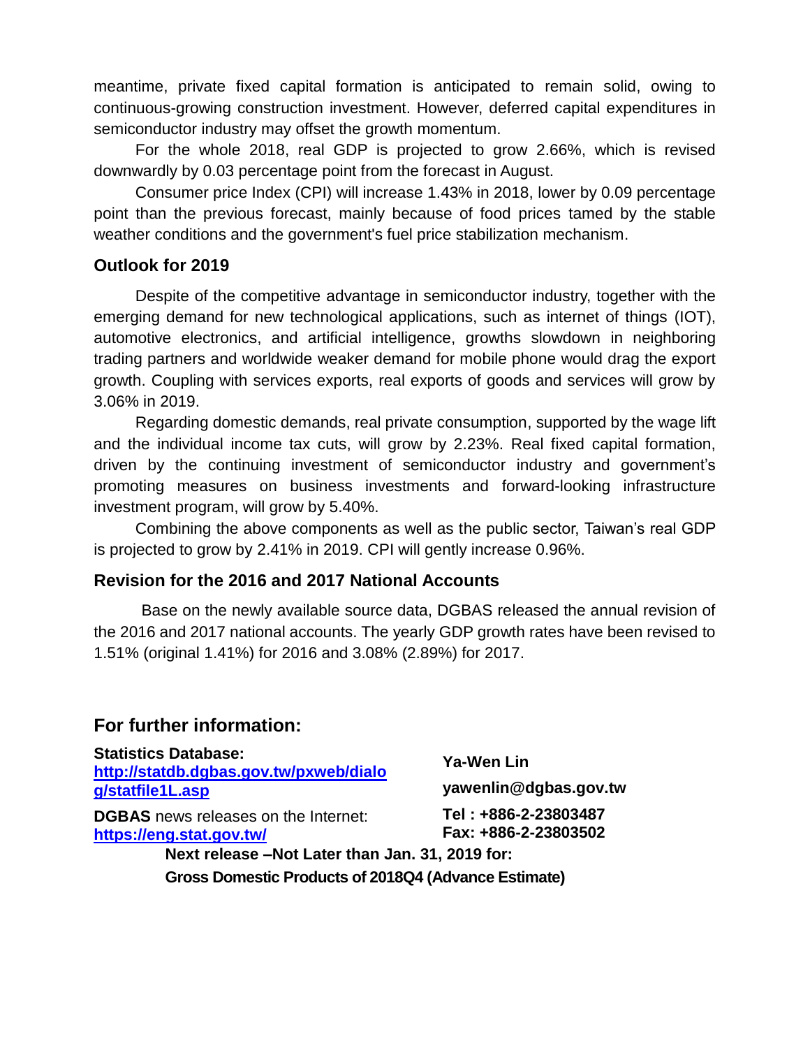meantime, private fixed capital formation is anticipated to remain solid, owing to continuous-growing construction investment. However, deferred capital expenditures in semiconductor industry may offset the growth momentum.

For the whole 2018, real GDP is projected to grow 2.66%, which is revised downwardly by 0.03 percentage point from the forecast in August.

Consumer price Index (CPI) will increase 1.43% in 2018, lower by 0.09 percentage point than the previous forecast, mainly because of food prices tamed by the stable weather conditions and the government's fuel price stabilization mechanism.

### Outlook for 2019

Despite of the competitive advantage in semiconductor industry, together with the emerging demand for new technological applications, such as internet of things (IOT), automotive electronics, and artificial intelligence, growths slowdown in neighboring trading partners and worldwide weaker demand for mobile phone would drag the export growth. Coupling with services exports, real exports of goods and services will grow by 3.06% in 2019.

Regarding domestic demands, real private consumption, supported by the wage lift and the individual income tax cuts, will grow by 2.23%. Real fixed capital formation, driven by the continuing investment of semiconductor industry and government's promoting measures on business investments and forward-looking infrastructure investment program, will grow by 5.40%.

Combining the above components as well as the public sector, Taiwan's real GDP is projected to grow by 2.41% in 2019. CPI will gently increase 0.96%.

### Revision for the 2016 and 2017 National Accounts

Base on the newly available source data, DGBAS released the annual revision of the 2016 and 2017 national accounts. The yearly GDP growth rates have been revised to 1.51% (original 1.41%) for 2016 and 3.08% (2.89%) for 2017.

## For further information:

**Statistics Database:**
**http://statdb.dgbas.gov.tw/pxweb/dialog/statfile1L.asp**

**DGBAS** news releases on the Internet:
**https://eng.stat.gov.tw/**

**Ya-Wen Lin**
**yawenlin@dgbas.gov.tw**
**Tel : +886-2-23803487**
**Fax: +886-2-23803502**

**Next release –Not Later than Jan. 31, 2019 for:**
**Gross Domestic Products of 2018Q4 (Advance Estimate)**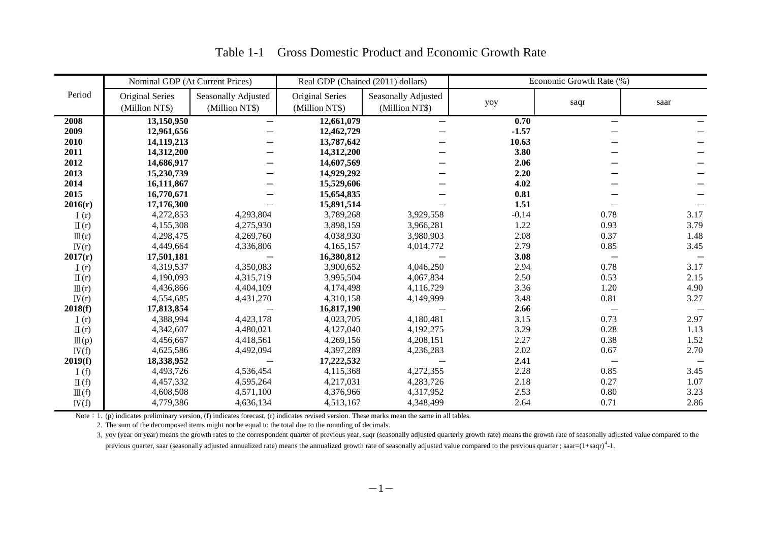# Table 1-1　Gross Domestic Product and Economic Growth Rate

| Period | Nominal GDP (At Current Prices) | | Real GDP (Chained (2011) dollars) | | Economic Growth Rate (%) | | |
|---|---|---|---|---|---|---|---|
| | Original Series (Million NT$) | Seasonally Adjusted (Million NT$) | Original Series (Million NT$) | Seasonally Adjusted (Million NT$) | yoy | saqr | saar |
| **2008** | **13,150,950** | — | **12,661,079** | — | **0.70** | — | — |
| **2009** | **12,961,656** | — | **12,462,729** | — | **-1.57** | — | — |
| **2010** | **14,119,213** | — | **13,787,642** | — | **10.63** | — | — |
| **2011** | **14,312,200** | — | **14,312,200** | — | **3.80** | — | — |
| **2012** | **14,686,917** | — | **14,607,569** | — | **2.06** | — | — |
| **2013** | **15,230,739** | — | **14,929,292** | — | **2.20** | — | — |
| **2014** | **16,111,867** | — | **15,529,606** | — | **4.02** | — | — |
| **2015** | **16,770,671** | — | **15,654,835** | — | **0.81** | — | — |
| **2016(r)** | **17,176,300** | — | **15,891,514** | — | **1.51** | — | — |
| Ⅰ(r) | 4,272,853 | 4,293,804 | 3,789,268 | 3,929,558 | -0.14 | 0.78 | 3.17 |
| Ⅱ(r) | 4,155,308 | 4,275,930 | 3,898,159 | 3,966,281 | 1.22 | 0.93 | 3.79 |
| Ⅲ(r) | 4,298,475 | 4,269,760 | 4,038,930 | 3,980,903 | 2.08 | 0.37 | 1.48 |
| Ⅳ(r) | 4,449,664 | 4,336,806 | 4,165,157 | 4,014,772 | 2.79 | 0.85 | 3.45 |
| **2017(r)** | **17,501,181** | — | **16,380,812** | — | **3.08** | — | — |
| Ⅰ(r) | 4,319,537 | 4,350,083 | 3,900,652 | 4,046,250 | 2.94 | 0.78 | 3.17 |
| Ⅱ(r) | 4,190,093 | 4,315,719 | 3,995,504 | 4,067,834 | 2.50 | 0.53 | 2.15 |
| Ⅲ(r) | 4,436,866 | 4,404,109 | 4,174,498 | 4,116,729 | 3.36 | 1.20 | 4.90 |
| Ⅳ(r) | 4,554,685 | 4,431,270 | 4,310,158 | 4,149,999 | 3.48 | 0.81 | 3.27 |
| **2018(f)** | **17,813,854** | — | **16,817,190** | — | **2.66** | — | — |
| Ⅰ(r) | 4,388,994 | 4,423,178 | 4,023,705 | 4,180,481 | 3.15 | 0.73 | 2.97 |
| Ⅱ(r) | 4,342,607 | 4,480,021 | 4,127,040 | 4,192,275 | 3.29 | 0.28 | 1.13 |
| Ⅲ(p) | 4,456,667 | 4,418,561 | 4,269,156 | 4,208,151 | 2.27 | 0.38 | 1.52 |
| Ⅳ(f) | 4,625,586 | 4,492,094 | 4,397,289 | 4,236,283 | 2.02 | 0.67 | 2.70 |
| **2019(f)** | **18,338,952** | — | **17,222,532** | — | **2.41** | — | — |
| Ⅰ(f) | 4,493,726 | 4,536,454 | 4,115,368 | 4,272,355 | 2.28 | 0.85 | 3.45 |
| Ⅱ(f) | 4,457,332 | 4,595,264 | 4,217,031 | 4,283,726 | 2.18 | 0.27 | 1.07 |
| Ⅲ(f) | 4,608,508 | 4,571,100 | 4,376,966 | 4,317,952 | 2.53 | 0.80 | 3.23 |
| Ⅳ(f) | 4,779,386 | 4,636,134 | 4,513,167 | 4,348,499 | 2.64 | 0.71 | 2.86 |

Note：1. (p) indicates preliminary version, (f) indicates forecast, (r) indicates revised version. These marks mean the same in all tables.

2. The sum of the decomposed items might not be equal to the total due to the rounding of decimals.

3. yoy (year on year) means the growth rates to the correspondent quarter of previous year, saqr (seasonally adjusted quarterly growth rate) means the growth rate of seasonally adjusted value compared to the previous quarter, saar (seasonally adjusted annualized rate) means the annualized growth rate of seasonally adjusted value compared to the previous quarter ; $saar=(1+saqr)^4-1$.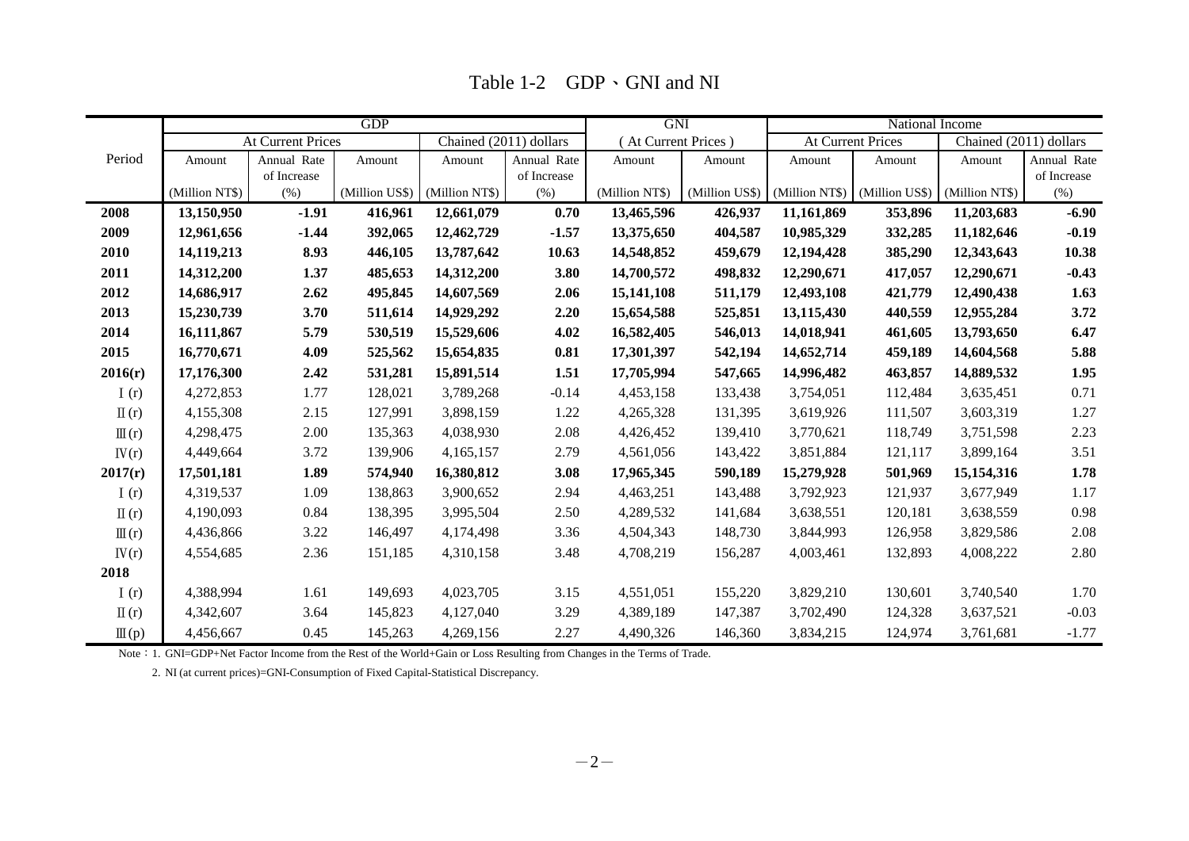# Table 1-2　GDP、GNI and NI

| Period | GDP | | | | | GNI | | National Income | | | |
|---|---|---|---|---|---|---|---|---|---|---|---|
| | At Current Prices | | | Chained (2011) dollars | | ( At Current Prices ) | | At Current Prices | | Chained (2011) dollars | |
| | Amount (Million NT$) | Annual Rate of Increase (%) | Amount (Million US$) | Amount (Million NT$) | Annual Rate of Increase (%) | Amount (Million NT$) | Amount (Million US$) | Amount (Million NT$) | Amount (Million US$) | Amount (Million NT$) | Annual Rate of Increase (%) |
| **2008** | **13,150,950** | **-1.91** | **416,961** | **12,661,079** | **0.70** | **13,465,596** | **426,937** | **11,161,869** | **353,896** | **11,203,683** | **-6.90** |
| **2009** | **12,961,656** | **-1.44** | **392,065** | **12,462,729** | **-1.57** | **13,375,650** | **404,587** | **10,985,329** | **332,285** | **11,182,646** | **-0.19** |
| **2010** | **14,119,213** | **8.93** | **446,105** | **13,787,642** | **10.63** | **14,548,852** | **459,679** | **12,194,428** | **385,290** | **12,343,643** | **10.38** |
| **2011** | **14,312,200** | **1.37** | **485,653** | **14,312,200** | **3.80** | **14,700,572** | **498,832** | **12,290,671** | **417,057** | **12,290,671** | **-0.43** |
| **2012** | **14,686,917** | **2.62** | **495,845** | **14,607,569** | **2.06** | **15,141,108** | **511,179** | **12,493,108** | **421,779** | **12,490,438** | **1.63** |
| **2013** | **15,230,739** | **3.70** | **511,614** | **14,929,292** | **2.20** | **15,654,588** | **525,851** | **13,115,430** | **440,559** | **12,955,284** | **3.72** |
| **2014** | **16,111,867** | **5.79** | **530,519** | **15,529,606** | **4.02** | **16,582,405** | **546,013** | **14,018,941** | **461,605** | **13,793,650** | **6.47** |
| **2015** | **16,770,671** | **4.09** | **525,562** | **15,654,835** | **0.81** | **17,301,397** | **542,194** | **14,652,714** | **459,189** | **14,604,568** | **5.88** |
| **2016(r)** | **17,176,300** | **2.42** | **531,281** | **15,891,514** | **1.51** | **17,705,994** | **547,665** | **14,996,482** | **463,857** | **14,889,532** | **1.95** |
| Ⅰ(r) | 4,272,853 | 1.77 | 128,021 | 3,789,268 | -0.14 | 4,453,158 | 133,438 | 3,754,051 | 112,484 | 3,635,451 | 0.71 |
| Ⅱ(r) | 4,155,308 | 2.15 | 127,991 | 3,898,159 | 1.22 | 4,265,328 | 131,395 | 3,619,926 | 111,507 | 3,603,319 | 1.27 |
| Ⅲ(r) | 4,298,475 | 2.00 | 135,363 | 4,038,930 | 2.08 | 4,426,452 | 139,410 | 3,770,621 | 118,749 | 3,751,598 | 2.23 |
| Ⅳ(r) | 4,449,664 | 3.72 | 139,906 | 4,165,157 | 2.79 | 4,561,056 | 143,422 | 3,851,884 | 121,117 | 3,899,164 | 3.51 |
| **2017(r)** | **17,501,181** | **1.89** | **574,940** | **16,380,812** | **3.08** | **17,965,345** | **590,189** | **15,279,928** | **501,969** | **15,154,316** | **1.78** |
| Ⅰ(r) | 4,319,537 | 1.09 | 138,863 | 3,900,652 | 2.94 | 4,463,251 | 143,488 | 3,792,923 | 121,937 | 3,677,949 | 1.17 |
| Ⅱ(r) | 4,190,093 | 0.84 | 138,395 | 3,995,504 | 2.50 | 4,289,532 | 141,684 | 3,638,551 | 120,181 | 3,638,559 | 0.98 |
| Ⅲ(r) | 4,436,866 | 3.22 | 146,497 | 4,174,498 | 3.36 | 4,504,343 | 148,730 | 3,844,993 | 126,958 | 3,829,586 | 2.08 |
| Ⅳ(r) | 4,554,685 | 2.36 | 151,185 | 4,310,158 | 3.48 | 4,708,219 | 156,287 | 4,003,461 | 132,893 | 4,008,222 | 2.80 |
| **2018** | | | | | | | | | | | |
| Ⅰ(r) | 4,388,994 | 1.61 | 149,693 | 4,023,705 | 3.15 | 4,551,051 | 155,220 | 3,829,210 | 130,601 | 3,740,540 | 1.70 |
| Ⅱ(r) | 4,342,607 | 3.64 | 145,823 | 4,127,040 | 3.29 | 4,389,189 | 147,387 | 3,702,490 | 124,328 | 3,637,521 | -0.03 |
| Ⅲ(p) | 4,456,667 | 0.45 | 145,263 | 4,269,156 | 2.27 | 4,490,326 | 146,360 | 3,834,215 | 124,974 | 3,761,681 | -1.77 |

Note：1. GNI=GDP+Net Factor Income from the Rest of the World+Gain or Loss Resulting from Changes in the Terms of Trade.

2. NI (at current prices)=GNI-Consumption of Fixed Capital-Statistical Discrepancy.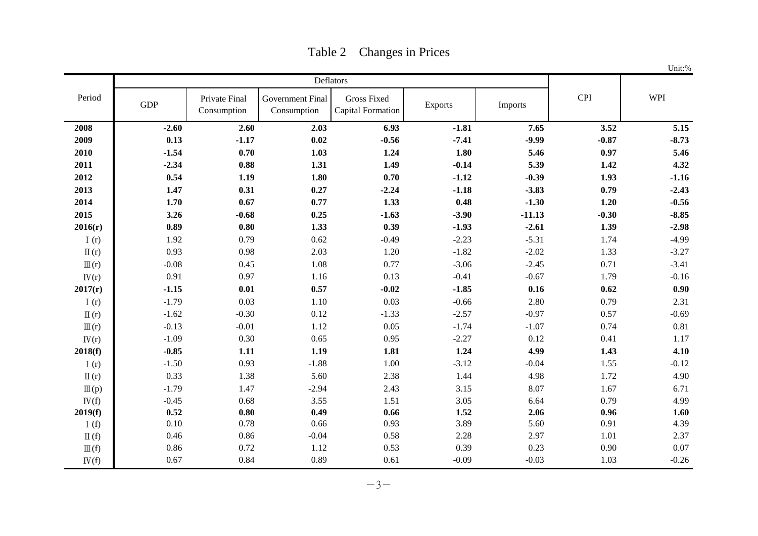# Table 2　Changes in Prices

Unit:%

| Period | Deflators | | | | | | CPI | WPI |
|---|---|---|---|---|---|---|---|---|
| | GDP | Private Final Consumption | Government Final Consumption | Gross Fixed Capital Formation | Exports | Imports | | |
| **2008** | **-2.60** | **2.60** | **2.03** | **6.93** | **-1.81** | **7.65** | **3.52** | **5.15** |
| **2009** | **0.13** | **-1.17** | **0.02** | **-0.56** | **-7.41** | **-9.99** | **-0.87** | **-8.73** |
| **2010** | **-1.54** | **0.70** | **1.03** | **1.24** | **1.80** | **5.46** | **0.97** | **5.46** |
| **2011** | **-2.34** | **0.88** | **1.31** | **1.49** | **-0.14** | **5.39** | **1.42** | **4.32** |
| **2012** | **0.54** | **1.19** | **1.80** | **0.70** | **-1.12** | **-0.39** | **1.93** | **-1.16** |
| **2013** | **1.47** | **0.31** | **0.27** | **-2.24** | **-1.18** | **-3.83** | **0.79** | **-2.43** |
| **2014** | **1.70** | **0.67** | **0.77** | **1.33** | **0.48** | **-1.30** | **1.20** | **-0.56** |
| **2015** | **3.26** | **-0.68** | **0.25** | **-1.63** | **-3.90** | **-11.13** | **-0.30** | **-8.85** |
| **2016(r)** | **0.89** | **0.80** | **1.33** | **0.39** | **-1.93** | **-2.61** | **1.39** | **-2.98** |
| Ⅰ(r) | 1.92 | 0.79 | 0.62 | -0.49 | -2.23 | -5.31 | 1.74 | -4.99 |
| Ⅱ(r) | 0.93 | 0.98 | 2.03 | 1.20 | -1.82 | -2.02 | 1.33 | -3.27 |
| Ⅲ(r) | -0.08 | 0.45 | 1.08 | 0.77 | -3.06 | -2.45 | 0.71 | -3.41 |
| Ⅳ(r) | 0.91 | 0.97 | 1.16 | 0.13 | -0.41 | -0.67 | 1.79 | -0.16 |
| **2017(r)** | **-1.15** | **0.01** | **0.57** | **-0.02** | **-1.85** | **0.16** | **0.62** | **0.90** |
| Ⅰ(r) | -1.79 | 0.03 | 1.10 | 0.03 | -0.66 | 2.80 | 0.79 | 2.31 |
| Ⅱ(r) | -1.62 | -0.30 | 0.12 | -1.33 | -2.57 | -0.97 | 0.57 | -0.69 |
| Ⅲ(r) | -0.13 | -0.01 | 1.12 | 0.05 | -1.74 | -1.07 | 0.74 | 0.81 |
| Ⅳ(r) | -1.09 | 0.30 | 0.65 | 0.95 | -2.27 | 0.12 | 0.41 | 1.17 |
| **2018(f)** | **-0.85** | **1.11** | **1.19** | **1.81** | **1.24** | **4.99** | **1.43** | **4.10** |
| Ⅰ(r) | -1.50 | 0.93 | -1.88 | 1.00 | -3.12 | -0.04 | 1.55 | -0.12 |
| Ⅱ(r) | 0.33 | 1.38 | 5.60 | 2.38 | 1.44 | 4.98 | 1.72 | 4.90 |
| Ⅲ(p) | -1.79 | 1.47 | -2.94 | 2.43 | 3.15 | 8.07 | 1.67 | 6.71 |
| Ⅳ(f) | -0.45 | 0.68 | 3.55 | 1.51 | 3.05 | 6.64 | 0.79 | 4.99 |
| **2019(f)** | **0.52** | **0.80** | **0.49** | **0.66** | **1.52** | **2.06** | **0.96** | **1.60** |
| Ⅰ(f) | 0.10 | 0.78 | 0.66 | 0.93 | 3.89 | 5.60 | 0.91 | 4.39 |
| Ⅱ(f) | 0.46 | 0.86 | -0.04 | 0.58 | 2.28 | 2.97 | 1.01 | 2.37 |
| Ⅲ(f) | 0.86 | 0.72 | 1.12 | 0.53 | 0.39 | 0.23 | 0.90 | 0.07 |
| Ⅳ(f) | 0.67 | 0.84 | 0.89 | 0.61 | -0.09 | -0.03 | 1.03 | -0.26 |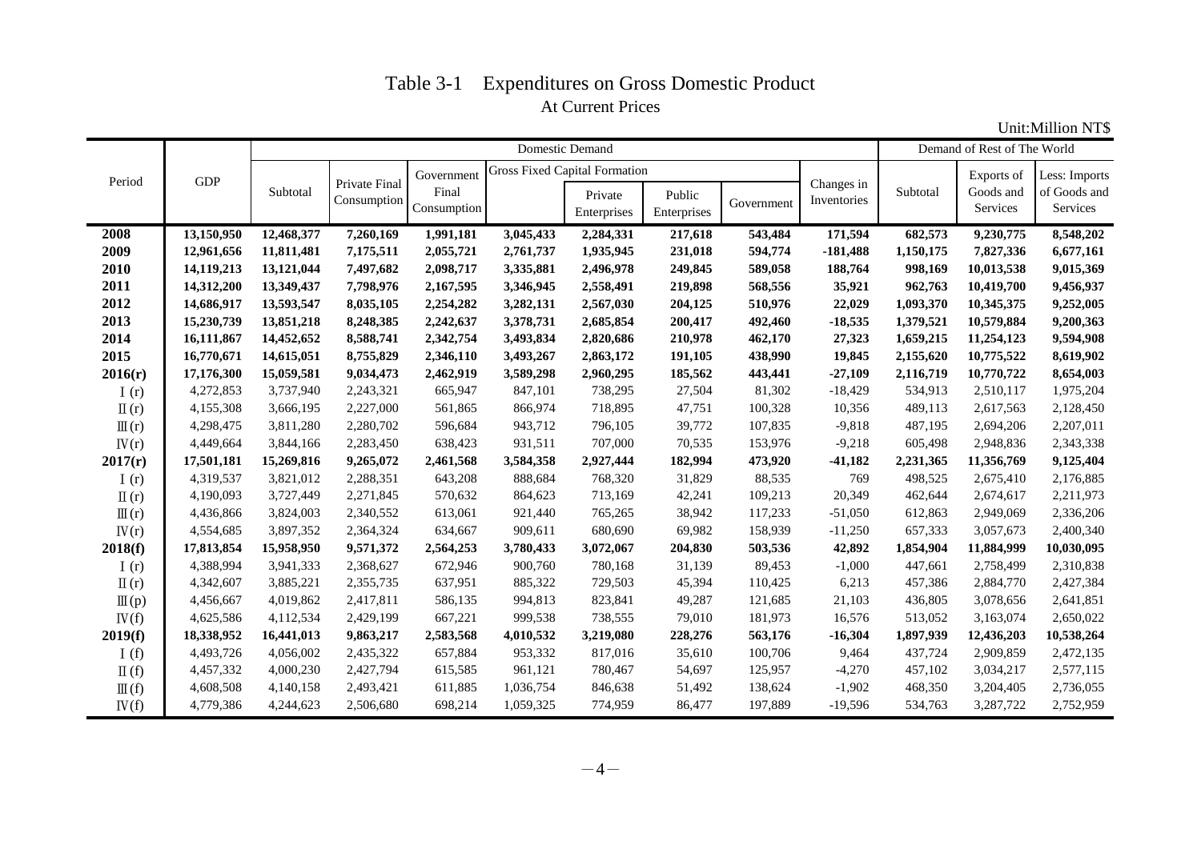# Table 3-1 Expenditures on Gross Domestic Product

## At Current Prices

Unit:Million NT$

| Period | GDP | Domestic Demand | | | | | | | | Demand of Rest of The World | | |
|---|---|---|---|---|---|---|---|---|---|---|---|---|
| | | Subtotal | Private Final Consumption | Government Final Consumption | Gross Fixed Capital Formation | | | | Changes in Inventories | Subtotal | Exports of Goods and Services | Less: Imports of Goods and Services |
| | | | | | | Private Enterprises | Public Enterprises | Government | | | | |
| **2008** | **13,150,950** | **12,468,377** | **7,260,169** | **1,991,181** | **3,045,433** | **2,284,331** | **217,618** | **543,484** | **171,594** | **682,573** | **9,230,775** | **8,548,202** |
| **2009** | **12,961,656** | **11,811,481** | **7,175,511** | **2,055,721** | **2,761,737** | **1,935,945** | **231,018** | **594,774** | **-181,488** | **1,150,175** | **7,827,336** | **6,677,161** |
| **2010** | **14,119,213** | **13,121,044** | **7,497,682** | **2,098,717** | **3,335,881** | **2,496,978** | **249,845** | **589,058** | **188,764** | **998,169** | **10,013,538** | **9,015,369** |
| **2011** | **14,312,200** | **13,349,437** | **7,798,976** | **2,167,595** | **3,346,945** | **2,558,491** | **219,898** | **568,556** | **35,921** | **962,763** | **10,419,700** | **9,456,937** |
| **2012** | **14,686,917** | **13,593,547** | **8,035,105** | **2,254,282** | **3,282,131** | **2,567,030** | **204,125** | **510,976** | **22,029** | **1,093,370** | **10,345,375** | **9,252,005** |
| **2013** | **15,230,739** | **13,851,218** | **8,248,385** | **2,242,637** | **3,378,731** | **2,685,854** | **200,417** | **492,460** | **-18,535** | **1,379,521** | **10,579,884** | **9,200,363** |
| **2014** | **16,111,867** | **14,452,652** | **8,588,741** | **2,342,754** | **3,493,834** | **2,820,686** | **210,978** | **462,170** | **27,323** | **1,659,215** | **11,254,123** | **9,594,908** |
| **2015** | **16,770,671** | **14,615,051** | **8,755,829** | **2,346,110** | **3,493,267** | **2,863,172** | **191,105** | **438,990** | **19,845** | **2,155,620** | **10,775,522** | **8,619,902** |
| **2016(r)** | **17,176,300** | **15,059,581** | **9,034,473** | **2,462,919** | **3,589,298** | **2,960,295** | **185,562** | **443,441** | **-27,109** | **2,116,719** | **10,770,722** | **8,654,003** |
| Ⅰ(r) | 4,272,853 | 3,737,940 | 2,243,321 | 665,947 | 847,101 | 738,295 | 27,504 | 81,302 | -18,429 | 534,913 | 2,510,117 | 1,975,204 |
| Ⅱ(r) | 4,155,308 | 3,666,195 | 2,227,000 | 561,865 | 866,974 | 718,895 | 47,751 | 100,328 | 10,356 | 489,113 | 2,617,563 | 2,128,450 |
| Ⅲ(r) | 4,298,475 | 3,811,280 | 2,280,702 | 596,684 | 943,712 | 796,105 | 39,772 | 107,835 | -9,818 | 487,195 | 2,694,206 | 2,207,011 |
| Ⅳ(r) | 4,449,664 | 3,844,166 | 2,283,450 | 638,423 | 931,511 | 707,000 | 70,535 | 153,976 | -9,218 | 605,498 | 2,948,836 | 2,343,338 |
| **2017(r)** | **17,501,181** | **15,269,816** | **9,265,072** | **2,461,568** | **3,584,358** | **2,927,444** | **182,994** | **473,920** | **-41,182** | **2,231,365** | **11,356,769** | **9,125,404** |
| Ⅰ(r) | 4,319,537 | 3,821,012 | 2,288,351 | 643,208 | 888,684 | 768,320 | 31,829 | 88,535 | 769 | 498,525 | 2,675,410 | 2,176,885 |
| Ⅱ(r) | 4,190,093 | 3,727,449 | 2,271,845 | 570,632 | 864,623 | 713,169 | 42,241 | 109,213 | 20,349 | 462,644 | 2,674,617 | 2,211,973 |
| Ⅲ(r) | 4,436,866 | 3,824,003 | 2,340,552 | 613,061 | 921,440 | 765,265 | 38,942 | 117,233 | -51,050 | 612,863 | 2,949,069 | 2,336,206 |
| Ⅳ(r) | 4,554,685 | 3,897,352 | 2,364,324 | 634,667 | 909,611 | 680,690 | 69,982 | 158,939 | -11,250 | 657,333 | 3,057,673 | 2,400,340 |
| **2018(f)** | **17,813,854** | **15,958,950** | **9,571,372** | **2,564,253** | **3,780,433** | **3,072,067** | **204,830** | **503,536** | **42,892** | **1,854,904** | **11,884,999** | **10,030,095** |
| Ⅰ(r) | 4,388,994 | 3,941,333 | 2,368,627 | 672,946 | 900,760 | 780,168 | 31,139 | 89,453 | -1,000 | 447,661 | 2,758,499 | 2,310,838 |
| Ⅱ(r) | 4,342,607 | 3,885,221 | 2,355,735 | 637,951 | 885,322 | 729,503 | 45,394 | 110,425 | 6,213 | 457,386 | 2,884,770 | 2,427,384 |
| Ⅲ(p) | 4,456,667 | 4,019,862 | 2,417,811 | 586,135 | 994,813 | 823,841 | 49,287 | 121,685 | 21,103 | 436,805 | 3,078,656 | 2,641,851 |
| Ⅳ(f) | 4,625,586 | 4,112,534 | 2,429,199 | 667,221 | 999,538 | 738,555 | 79,010 | 181,973 | 16,576 | 513,052 | 3,163,074 | 2,650,022 |
| **2019(f)** | **18,338,952** | **16,441,013** | **9,863,217** | **2,583,568** | **4,010,532** | **3,219,080** | **228,276** | **563,176** | **-16,304** | **1,897,939** | **12,436,203** | **10,538,264** |
| Ⅰ(f) | 4,493,726 | 4,056,002 | 2,435,322 | 657,884 | 953,332 | 817,016 | 35,610 | 100,706 | 9,464 | 437,724 | 2,909,859 | 2,472,135 |
| Ⅱ(f) | 4,457,332 | 4,000,230 | 2,427,794 | 615,585 | 961,121 | 780,467 | 54,697 | 125,957 | -4,270 | 457,102 | 3,034,217 | 2,577,115 |
| Ⅲ(f) | 4,608,508 | 4,140,158 | 2,493,421 | 611,885 | 1,036,754 | 846,638 | 51,492 | 138,624 | -1,902 | 468,350 | 3,204,405 | 2,736,055 |
| Ⅳ(f) | 4,779,386 | 4,244,623 | 2,506,680 | 698,214 | 1,059,325 | 774,959 | 86,477 | 197,889 | -19,596 | 534,763 | 3,287,722 | 2,752,959 |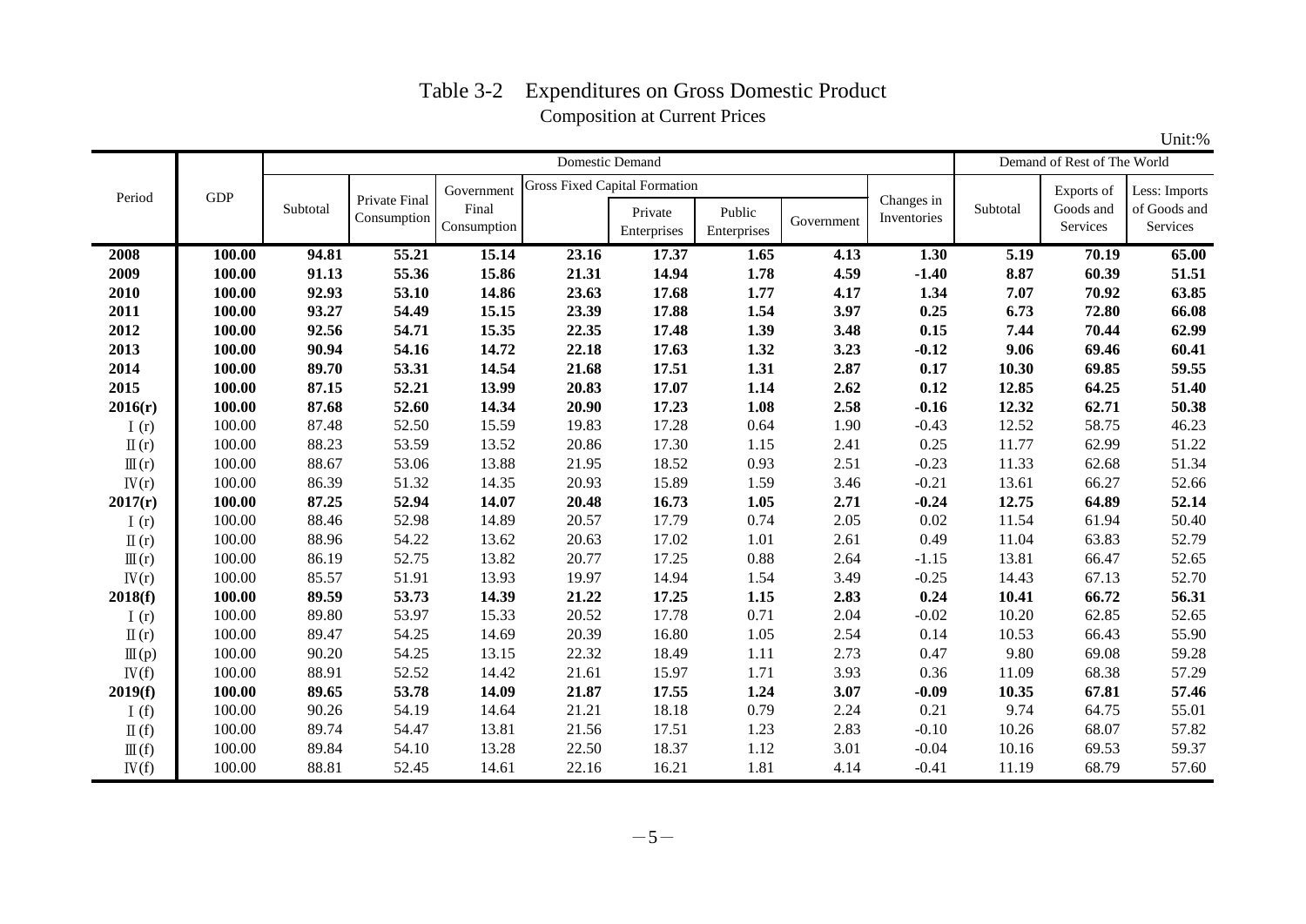# Table 3-2 Expenditures on Gross Domestic Product

## Composition at Current Prices

Unit:%

| Period | GDP | Domestic Demand | | | | | | | | Demand of Rest of The World | | |
|---|---|---|---|---|---|---|---|---|---|---|---|---|
| | | Subtotal | Private Final Consumption | Government Final Consumption | Gross Fixed Capital Formation | | | | Changes in Inventories | Subtotal | Exports of Goods and Services | Less: Imports of Goods and Services |
| | | | | | | Private Enterprises | Public Enterprises | Government | | | | |
| **2008** | **100.00** | **94.81** | **55.21** | **15.14** | **23.16** | **17.37** | **1.65** | **4.13** | **1.30** | **5.19** | **70.19** | **65.00** |
| **2009** | **100.00** | **91.13** | **55.36** | **15.86** | **21.31** | **14.94** | **1.78** | **4.59** | **-1.40** | **8.87** | **60.39** | **51.51** |
| **2010** | **100.00** | **92.93** | **53.10** | **14.86** | **23.63** | **17.68** | **1.77** | **4.17** | **1.34** | **7.07** | **70.92** | **63.85** |
| **2011** | **100.00** | **93.27** | **54.49** | **15.15** | **23.39** | **17.88** | **1.54** | **3.97** | **0.25** | **6.73** | **72.80** | **66.08** |
| **2012** | **100.00** | **92.56** | **54.71** | **15.35** | **22.35** | **17.48** | **1.39** | **3.48** | **0.15** | **7.44** | **70.44** | **62.99** |
| **2013** | **100.00** | **90.94** | **54.16** | **14.72** | **22.18** | **17.63** | **1.32** | **3.23** | **-0.12** | **9.06** | **69.46** | **60.41** |
| **2014** | **100.00** | **89.70** | **53.31** | **14.54** | **21.68** | **17.51** | **1.31** | **2.87** | **0.17** | **10.30** | **69.85** | **59.55** |
| **2015** | **100.00** | **87.15** | **52.21** | **13.99** | **20.83** | **17.07** | **1.14** | **2.62** | **0.12** | **12.85** | **64.25** | **51.40** |
| **2016(r)** | **100.00** | **87.68** | **52.60** | **14.34** | **20.90** | **17.23** | **1.08** | **2.58** | **-0.16** | **12.32** | **62.71** | **50.38** |
| Ⅰ(r) | 100.00 | 87.48 | 52.50 | 15.59 | 19.83 | 17.28 | 0.64 | 1.90 | -0.43 | 12.52 | 58.75 | 46.23 |
| Ⅱ(r) | 100.00 | 88.23 | 53.59 | 13.52 | 20.86 | 17.30 | 1.15 | 2.41 | 0.25 | 11.77 | 62.99 | 51.22 |
| Ⅲ(r) | 100.00 | 88.67 | 53.06 | 13.88 | 21.95 | 18.52 | 0.93 | 2.51 | -0.23 | 11.33 | 62.68 | 51.34 |
| Ⅳ(r) | 100.00 | 86.39 | 51.32 | 14.35 | 20.93 | 15.89 | 1.59 | 3.46 | -0.21 | 13.61 | 66.27 | 52.66 |
| **2017(r)** | **100.00** | **87.25** | **52.94** | **14.07** | **20.48** | **16.73** | **1.05** | **2.71** | **-0.24** | **12.75** | **64.89** | **52.14** |
| Ⅰ(r) | 100.00 | 88.46 | 52.98 | 14.89 | 20.57 | 17.79 | 0.74 | 2.05 | 0.02 | 11.54 | 61.94 | 50.40 |
| Ⅱ(r) | 100.00 | 88.96 | 54.22 | 13.62 | 20.63 | 17.02 | 1.01 | 2.61 | 0.49 | 11.04 | 63.83 | 52.79 |
| Ⅲ(r) | 100.00 | 86.19 | 52.75 | 13.82 | 20.77 | 17.25 | 0.88 | 2.64 | -1.15 | 13.81 | 66.47 | 52.65 |
| Ⅳ(r) | 100.00 | 85.57 | 51.91 | 13.93 | 19.97 | 14.94 | 1.54 | 3.49 | -0.25 | 14.43 | 67.13 | 52.70 |
| **2018(f)** | **100.00** | **89.59** | **53.73** | **14.39** | **21.22** | **17.25** | **1.15** | **2.83** | **0.24** | **10.41** | **66.72** | **56.31** |
| Ⅰ(r) | 100.00 | 89.80 | 53.97 | 15.33 | 20.52 | 17.78 | 0.71 | 2.04 | -0.02 | 10.20 | 62.85 | 52.65 |
| Ⅱ(r) | 100.00 | 89.47 | 54.25 | 14.69 | 20.39 | 16.80 | 1.05 | 2.54 | 0.14 | 10.53 | 66.43 | 55.90 |
| Ⅲ(p) | 100.00 | 90.20 | 54.25 | 13.15 | 22.32 | 18.49 | 1.11 | 2.73 | 0.47 | 9.80 | 69.08 | 59.28 |
| Ⅳ(f) | 100.00 | 88.91 | 52.52 | 14.42 | 21.61 | 15.97 | 1.71 | 3.93 | 0.36 | 11.09 | 68.38 | 57.29 |
| **2019(f)** | **100.00** | **89.65** | **53.78** | **14.09** | **21.87** | **17.55** | **1.24** | **3.07** | **-0.09** | **10.35** | **67.81** | **57.46** |
| Ⅰ(f) | 100.00 | 90.26 | 54.19 | 14.64 | 21.21 | 18.18 | 0.79 | 2.24 | 0.21 | 9.74 | 64.75 | 55.01 |
| Ⅱ(f) | 100.00 | 89.74 | 54.47 | 13.81 | 21.56 | 17.51 | 1.23 | 2.83 | -0.10 | 10.26 | 68.07 | 57.82 |
| Ⅲ(f) | 100.00 | 89.84 | 54.10 | 13.28 | 22.50 | 18.37 | 1.12 | 3.01 | -0.04 | 10.16 | 69.53 | 59.37 |
| Ⅳ(f) | 100.00 | 88.81 | 52.45 | 14.61 | 22.16 | 16.21 | 1.81 | 4.14 | -0.41 | 11.19 | 68.79 | 57.60 |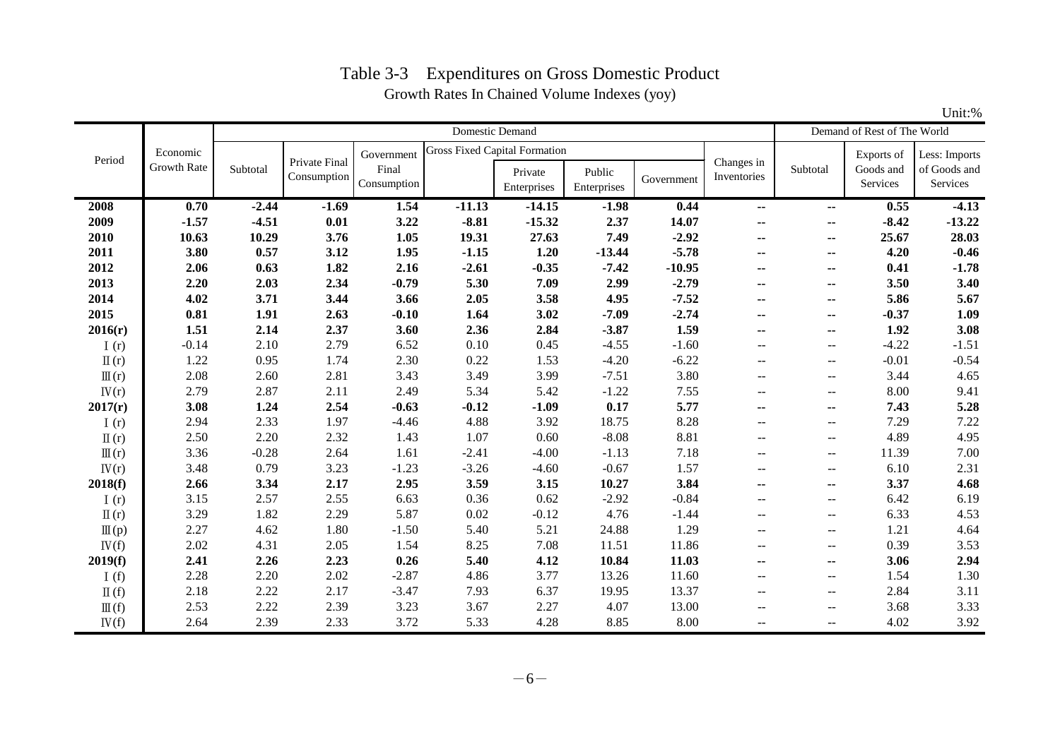# Table 3-3 Expenditures on Gross Domestic Product

Growth Rates In Chained Volume Indexes (yoy)

Unit:%

| Period | Economic Growth Rate | Domestic Demand | | | | | | | | Demand of Rest of The World | | |
|---|---|---|---|---|---|---|---|---|---|---|---|---|
| | | Subtotal | Private Final Consumption | Government Final Consumption | Gross Fixed Capital Formation | | | | Changes in Inventories | Subtotal | Exports of Goods and Services | Less: Imports of Goods and Services |
| | | | | | | Private Enterprises | Public Enterprises | Government | | | | |
| **2008** | **0.70** | **-2.44** | **-1.69** | **1.54** | **-11.13** | **-14.15** | **-1.98** | **0.44** | **--** | **--** | **0.55** | **-4.13** |
| **2009** | **-1.57** | **-4.51** | **0.01** | **3.22** | **-8.81** | **-15.32** | **2.37** | **14.07** | **--** | **--** | **-8.42** | **-13.22** |
| **2010** | **10.63** | **10.29** | **3.76** | **1.05** | **19.31** | **27.63** | **7.49** | **-2.92** | **--** | **--** | **25.67** | **28.03** |
| **2011** | **3.80** | **0.57** | **3.12** | **1.95** | **-1.15** | **1.20** | **-13.44** | **-5.78** | **--** | **--** | **4.20** | **-0.46** |
| **2012** | **2.06** | **0.63** | **1.82** | **2.16** | **-2.61** | **-0.35** | **-7.42** | **-10.95** | **--** | **--** | **0.41** | **-1.78** |
| **2013** | **2.20** | **2.03** | **2.34** | **-0.79** | **5.30** | **7.09** | **2.99** | **-2.79** | **--** | **--** | **3.50** | **3.40** |
| **2014** | **4.02** | **3.71** | **3.44** | **3.66** | **2.05** | **3.58** | **4.95** | **-7.52** | **--** | **--** | **5.86** | **5.67** |
| **2015** | **0.81** | **1.91** | **2.63** | **-0.10** | **1.64** | **3.02** | **-7.09** | **-2.74** | **--** | **--** | **-0.37** | **1.09** |
| **2016(r)** | **1.51** | **2.14** | **2.37** | **3.60** | **2.36** | **2.84** | **-3.87** | **1.59** | **--** | **--** | **1.92** | **3.08** |
| Ⅰ(r) | -0.14 | 2.10 | 2.79 | 6.52 | 0.10 | 0.45 | -4.55 | -1.60 | -- | -- | -4.22 | -1.51 |
| Ⅱ(r) | 1.22 | 0.95 | 1.74 | 2.30 | 0.22 | 1.53 | -4.20 | -6.22 | -- | -- | -0.01 | -0.54 |
| Ⅲ(r) | 2.08 | 2.60 | 2.81 | 3.43 | 3.49 | 3.99 | -7.51 | 3.80 | -- | -- | 3.44 | 4.65 |
| Ⅳ(r) | 2.79 | 2.87 | 2.11 | 2.49 | 5.34 | 5.42 | -1.22 | 7.55 | -- | -- | 8.00 | 9.41 |
| **2017(r)** | **3.08** | **1.24** | **2.54** | **-0.63** | **-0.12** | **-1.09** | **0.17** | **5.77** | **--** | **--** | **7.43** | **5.28** |
| Ⅰ(r) | 2.94 | 2.33 | 1.97 | -4.46 | 4.88 | 3.92 | 18.75 | 8.28 | -- | -- | 7.29 | 7.22 |
| Ⅱ(r) | 2.50 | 2.20 | 2.32 | 1.43 | 1.07 | 0.60 | -8.08 | 8.81 | -- | -- | 4.89 | 4.95 |
| Ⅲ(r) | 3.36 | -0.28 | 2.64 | 1.61 | -2.41 | -4.00 | -1.13 | 7.18 | -- | -- | 11.39 | 7.00 |
| Ⅳ(r) | 3.48 | 0.79 | 3.23 | -1.23 | -3.26 | -4.60 | -0.67 | 1.57 | -- | -- | 6.10 | 2.31 |
| **2018(f)** | **2.66** | **3.34** | **2.17** | **2.95** | **3.59** | **3.15** | **10.27** | **3.84** | **--** | **--** | **3.37** | **4.68** |
| Ⅰ(r) | 3.15 | 2.57 | 2.55 | 6.63 | 0.36 | 0.62 | -2.92 | -0.84 | -- | -- | 6.42 | 6.19 |
| Ⅱ(r) | 3.29 | 1.82 | 2.29 | 5.87 | 0.02 | -0.12 | 4.76 | -1.44 | -- | -- | 6.33 | 4.53 |
| Ⅲ(p) | 2.27 | 4.62 | 1.80 | -1.50 | 5.40 | 5.21 | 24.88 | 1.29 | -- | -- | 1.21 | 4.64 |
| Ⅳ(f) | 2.02 | 4.31 | 2.05 | 1.54 | 8.25 | 7.08 | 11.51 | 11.86 | -- | -- | 0.39 | 3.53 |
| **2019(f)** | **2.41** | **2.26** | **2.23** | **0.26** | **5.40** | **4.12** | **10.84** | **11.03** | **--** | **--** | **3.06** | **2.94** |
| Ⅰ(f) | 2.28 | 2.20 | 2.02 | -2.87 | 4.86 | 3.77 | 13.26 | 11.60 | -- | -- | 1.54 | 1.30 |
| Ⅱ(f) | 2.18 | 2.22 | 2.17 | -3.47 | 7.93 | 6.37 | 19.95 | 13.37 | -- | -- | 2.84 | 3.11 |
| Ⅲ(f) | 2.53 | 2.22 | 2.39 | 3.23 | 3.67 | 2.27 | 4.07 | 13.00 | -- | -- | 3.68 | 3.33 |
| Ⅳ(f) | 2.64 | 2.39 | 2.33 | 3.72 | 5.33 | 4.28 | 8.85 | 8.00 | -- | -- | 4.02 | 3.92 |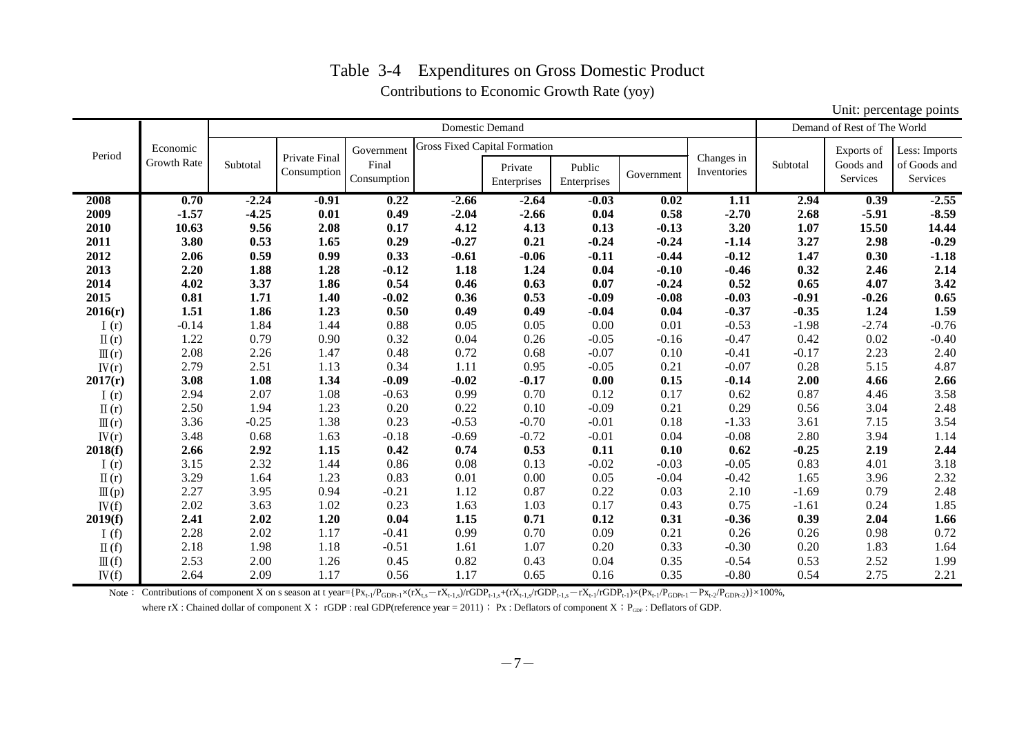# Table 3-4　Expenditures on Gross Domestic Product

Contributions to Economic Growth Rate (yoy)

Unit: percentage points

| Period | Economic Growth Rate | Domestic Demand | | | | | | | | Demand of Rest of The World | | |
|---|---|---|---|---|---|---|---|---|---|---|---|---|
| | | Subtotal | Private Final Consumption | Government Final Consumption | Gross Fixed Capital Formation | | | | Changes in Inventories | Subtotal | Exports of Goods and Services | Less: Imports of Goods and Services |
| | | | | | | Private Enterprises | Public Enterprises | Government | | | | |
| **2008** | **0.70** | **-2.24** | **-0.91** | **0.22** | **-2.66** | **-2.64** | **-0.03** | **0.02** | **1.11** | **2.94** | **0.39** | **-2.55** |
| **2009** | **-1.57** | **-4.25** | **0.01** | **0.49** | **-2.04** | **-2.66** | **0.04** | **0.58** | **-2.70** | **2.68** | **-5.91** | **-8.59** |
| **2010** | **10.63** | **9.56** | **2.08** | **0.17** | **4.12** | **4.13** | **0.13** | **-0.13** | **3.20** | **1.07** | **15.50** | **14.44** |
| **2011** | **3.80** | **0.53** | **1.65** | **0.29** | **-0.27** | **0.21** | **-0.24** | **-0.24** | **-1.14** | **3.27** | **2.98** | **-0.29** |
| **2012** | **2.06** | **0.59** | **0.99** | **0.33** | **-0.61** | **-0.06** | **-0.11** | **-0.44** | **-0.12** | **1.47** | **0.30** | **-1.18** |
| **2013** | **2.20** | **1.88** | **1.28** | **-0.12** | **1.18** | **1.24** | **0.04** | **-0.10** | **-0.46** | **0.32** | **2.46** | **2.14** |
| **2014** | **4.02** | **3.37** | **1.86** | **0.54** | **0.46** | **0.63** | **0.07** | **-0.24** | **0.52** | **0.65** | **4.07** | **3.42** |
| **2015** | **0.81** | **1.71** | **1.40** | **-0.02** | **0.36** | **0.53** | **-0.09** | **-0.08** | **-0.03** | **-0.91** | **-0.26** | **0.65** |
| **2016(r)** | **1.51** | **1.86** | **1.23** | **0.50** | **0.49** | **0.49** | **-0.04** | **0.04** | **-0.37** | **-0.35** | **1.24** | **1.59** |
| Ⅰ(r) | -0.14 | 1.84 | 1.44 | 0.88 | 0.05 | 0.05 | 0.00 | 0.01 | -0.53 | -1.98 | -2.74 | -0.76 |
| Ⅱ(r) | 1.22 | 0.79 | 0.90 | 0.32 | 0.04 | 0.26 | -0.05 | -0.16 | -0.47 | 0.42 | 0.02 | -0.40 |
| Ⅲ(r) | 2.08 | 2.26 | 1.47 | 0.48 | 0.72 | 0.68 | -0.07 | 0.10 | -0.41 | -0.17 | 2.23 | 2.40 |
| Ⅳ(r) | 2.79 | 2.51 | 1.13 | 0.34 | 1.11 | 0.95 | -0.05 | 0.21 | -0.07 | 0.28 | 5.15 | 4.87 |
| **2017(r)** | **3.08** | **1.08** | **1.34** | **-0.09** | **-0.02** | **-0.17** | **0.00** | **0.15** | **-0.14** | **2.00** | **4.66** | **2.66** |
| Ⅰ(r) | 2.94 | 2.07 | 1.08 | -0.63 | 0.99 | 0.70 | 0.12 | 0.17 | 0.62 | 0.87 | 4.46 | 3.58 |
| Ⅱ(r) | 2.50 | 1.94 | 1.23 | 0.20 | 0.22 | 0.10 | -0.09 | 0.21 | 0.29 | 0.56 | 3.04 | 2.48 |
| Ⅲ(r) | 3.36 | -0.25 | 1.38 | 0.23 | -0.53 | -0.70 | -0.01 | 0.18 | -1.33 | 3.61 | 7.15 | 3.54 |
| Ⅳ(r) | 3.48 | 0.68 | 1.63 | -0.18 | -0.69 | -0.72 | -0.01 | 0.04 | -0.08 | 2.80 | 3.94 | 1.14 |
| **2018(f)** | **2.66** | **2.92** | **1.15** | **0.42** | **0.74** | **0.53** | **0.11** | **0.10** | **0.62** | **-0.25** | **2.19** | **2.44** |
| Ⅰ(r) | 3.15 | 2.32 | 1.44 | 0.86 | 0.08 | 0.13 | -0.02 | -0.03 | -0.05 | 0.83 | 4.01 | 3.18 |
| Ⅱ(r) | 3.29 | 1.64 | 1.23 | 0.83 | 0.01 | 0.00 | 0.05 | -0.04 | -0.42 | 1.65 | 3.96 | 2.32 |
| Ⅲ(p) | 2.27 | 3.95 | 0.94 | -0.21 | 1.12 | 0.87 | 0.22 | 0.03 | 2.10 | -1.69 | 0.79 | 2.48 |
| Ⅳ(f) | 2.02 | 3.63 | 1.02 | 0.23 | 1.63 | 1.03 | 0.17 | 0.43 | 0.75 | -1.61 | 0.24 | 1.85 |
| **2019(f)** | **2.41** | **2.02** | **1.20** | **0.04** | **1.15** | **0.71** | **0.12** | **0.31** | **-0.36** | **0.39** | **2.04** | **1.66** |
| Ⅰ(f) | 2.28 | 2.02 | 1.17 | -0.41 | 0.99 | 0.70 | 0.09 | 0.21 | 0.26 | 0.26 | 0.98 | 0.72 |
| Ⅱ(f) | 2.18 | 1.98 | 1.18 | -0.51 | 1.61 | 1.07 | 0.20 | 0.33 | -0.30 | 0.20 | 1.83 | 1.64 |
| Ⅲ(f) | 2.53 | 2.00 | 1.26 | 0.45 | 0.82 | 0.43 | 0.04 | 0.35 | -0.54 | 0.53 | 2.52 | 1.99 |
| Ⅳ(f) | 2.64 | 2.09 | 1.17 | 0.56 | 1.17 | 0.65 | 0.16 | 0.35 | -0.80 | 0.54 | 2.75 | 2.21 |

Note： Contributions of component X on s season at t year= $\{Px_{t-1}/P_{GDPt-1}\times(rX_{t,s}-rX_{t-1,s})/rGDP_{t-1,s}+(rX_{t-1,s}/rGDP_{t-1,s}-rX_{t-1}/rGDP_{t-1})\times(Px_{t-1}/P_{GDPt-1}-Px_{t-2}/P_{GDPt-2})\}\times100\%$,

where rX : Chained dollar of component X； rGDP : real GDP(reference year = 2011)； Px : Deflators of component X；$P_{GDP}$ : Deflators of GDP.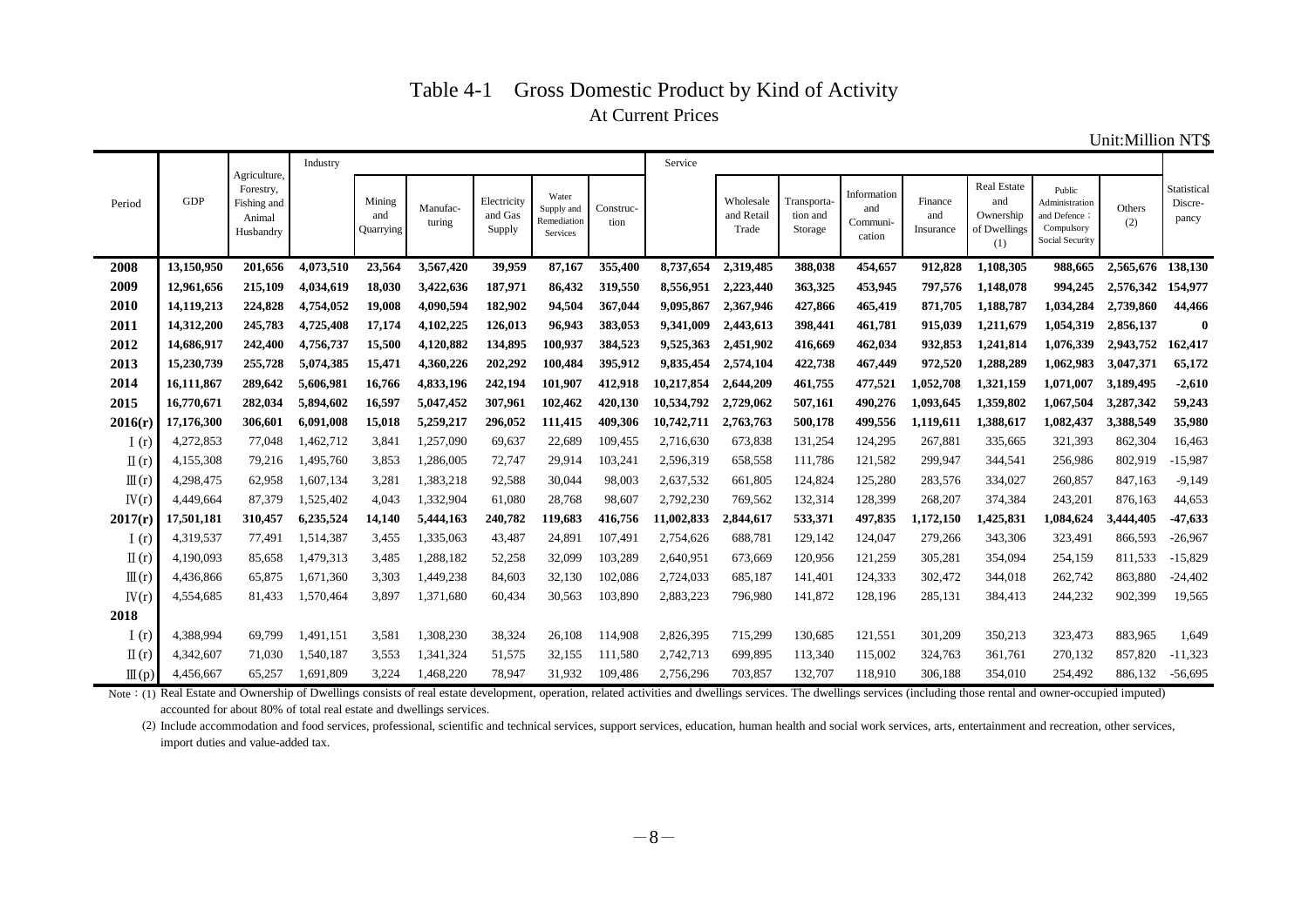# Table 4-1 Gross Domestic Product by Kind of Activity

## At Current Prices

Unit:Million NT$

| Period | GDP | Agriculture, Forestry, Fishing and Animal Husbandry | Industry | | | | | | Service | | | | | | | | Statistical Discre-pancy |
|---|---|---|---|---|---|---|---|---|---|---|---|---|---|---|---|---|---|
| | | | | Mining and Quarrying | Manufac-turing | Electricity and Gas Supply | Water Supply and Remediation Services | Construc-tion | | Wholesale and Retail Trade | Transporta-tion and Storage | Information and Communi-cation | Finance and Insurance | Real Estate and Ownership of Dwellings (1) | Public Administration and Defence；Compulsory Social Security | Others (2) | |
| **2008** | **13,150,950** | **201,656** | **4,073,510** | **23,564** | **3,567,420** | **39,959** | **87,167** | **355,400** | **8,737,654** | **2,319,485** | **388,038** | **454,657** | **912,828** | **1,108,305** | **988,665** | **2,565,676** | **138,130** |
| **2009** | **12,961,656** | **215,109** | **4,034,619** | **18,030** | **3,422,636** | **187,971** | **86,432** | **319,550** | **8,556,951** | **2,223,440** | **363,325** | **453,945** | **797,576** | **1,148,078** | **994,245** | **2,576,342** | **154,977** |
| **2010** | **14,119,213** | **224,828** | **4,754,052** | **19,008** | **4,090,594** | **182,902** | **94,504** | **367,044** | **9,095,867** | **2,367,946** | **427,866** | **465,419** | **871,705** | **1,188,787** | **1,034,284** | **2,739,860** | **44,466** |
| **2011** | **14,312,200** | **245,783** | **4,725,408** | **17,174** | **4,102,225** | **126,013** | **96,943** | **383,053** | **9,341,009** | **2,443,613** | **398,441** | **461,781** | **915,039** | **1,211,679** | **1,054,319** | **2,856,137** | **0** |
| **2012** | **14,686,917** | **242,400** | **4,756,737** | **15,500** | **4,120,882** | **134,895** | **100,937** | **384,523** | **9,525,363** | **2,451,902** | **416,669** | **462,034** | **932,853** | **1,241,814** | **1,076,339** | **2,943,752** | **162,417** |
| **2013** | **15,230,739** | **255,728** | **5,074,385** | **15,471** | **4,360,226** | **202,292** | **100,484** | **395,912** | **9,835,454** | **2,574,104** | **422,738** | **467,449** | **972,520** | **1,288,289** | **1,062,983** | **3,047,371** | **65,172** |
| **2014** | **16,111,867** | **289,642** | **5,606,981** | **16,766** | **4,833,196** | **242,194** | **101,907** | **412,918** | **10,217,854** | **2,644,209** | **461,755** | **477,521** | **1,052,708** | **1,321,159** | **1,071,007** | **3,189,495** | **-2,610** |
| **2015** | **16,770,671** | **282,034** | **5,894,602** | **16,597** | **5,047,452** | **307,961** | **102,462** | **420,130** | **10,534,792** | **2,729,062** | **507,161** | **490,276** | **1,093,645** | **1,359,802** | **1,067,504** | **3,287,342** | **59,243** |
| **2016(r)** | **17,176,300** | **306,601** | **6,091,008** | **15,018** | **5,259,217** | **296,052** | **111,415** | **409,306** | **10,742,711** | **2,763,763** | **500,178** | **499,556** | **1,119,611** | **1,388,617** | **1,082,437** | **3,388,549** | **35,980** |
| Ⅰ(r) | 4,272,853 | 77,048 | 1,462,712 | 3,841 | 1,257,090 | 69,637 | 22,689 | 109,455 | 2,716,630 | 673,838 | 131,254 | 124,295 | 267,881 | 335,665 | 321,393 | 862,304 | 16,463 |
| Ⅱ(r) | 4,155,308 | 79,216 | 1,495,760 | 3,853 | 1,286,005 | 72,747 | 29,914 | 103,241 | 2,596,319 | 658,558 | 111,786 | 121,582 | 299,947 | 344,541 | 256,986 | 802,919 | -15,987 |
| Ⅲ(r) | 4,298,475 | 62,958 | 1,607,134 | 3,281 | 1,383,218 | 92,588 | 30,044 | 98,003 | 2,637,532 | 661,805 | 124,824 | 125,280 | 283,576 | 334,027 | 260,857 | 847,163 | -9,149 |
| Ⅳ(r) | 4,449,664 | 87,379 | 1,525,402 | 4,043 | 1,332,904 | 61,080 | 28,768 | 98,607 | 2,792,230 | 769,562 | 132,314 | 128,399 | 268,207 | 374,384 | 243,201 | 876,163 | 44,653 |
| **2017(r)** | **17,501,181** | **310,457** | **6,235,524** | **14,140** | **5,444,163** | **240,782** | **119,683** | **416,756** | **11,002,833** | **2,844,617** | **533,371** | **497,835** | **1,172,150** | **1,425,831** | **1,084,624** | **3,444,405** | **-47,633** |
| Ⅰ(r) | 4,319,537 | 77,491 | 1,514,387 | 3,455 | 1,335,063 | 43,487 | 24,891 | 107,491 | 2,754,626 | 688,781 | 129,142 | 124,047 | 279,266 | 343,306 | 323,491 | 866,593 | -26,967 |
| Ⅱ(r) | 4,190,093 | 85,658 | 1,479,313 | 3,485 | 1,288,182 | 52,258 | 32,099 | 103,289 | 2,640,951 | 673,669 | 120,956 | 121,259 | 305,281 | 354,094 | 254,159 | 811,533 | -15,829 |
| Ⅲ(r) | 4,436,866 | 65,875 | 1,671,360 | 3,303 | 1,449,238 | 84,603 | 32,130 | 102,086 | 2,724,033 | 685,187 | 141,401 | 124,333 | 302,472 | 344,018 | 262,742 | 863,880 | -24,402 |
| Ⅳ(r) | 4,554,685 | 81,433 | 1,570,464 | 3,897 | 1,371,680 | 60,434 | 30,563 | 103,890 | 2,883,223 | 796,980 | 141,872 | 128,196 | 285,131 | 384,413 | 244,232 | 902,399 | 19,565 |
| **2018** | | | | | | | | | | | | | | | | | |
| Ⅰ(r) | 4,388,994 | 69,799 | 1,491,151 | 3,581 | 1,308,230 | 38,324 | 26,108 | 114,908 | 2,826,395 | 715,299 | 130,685 | 121,551 | 301,209 | 350,213 | 323,473 | 883,965 | 1,649 |
| Ⅱ(r) | 4,342,607 | 71,030 | 1,540,187 | 3,553 | 1,341,324 | 51,575 | 32,155 | 111,580 | 2,742,713 | 699,895 | 113,340 | 115,002 | 324,763 | 361,761 | 270,132 | 857,820 | -11,323 |
| Ⅲ(p) | 4,456,667 | 65,257 | 1,691,809 | 3,224 | 1,468,220 | 78,947 | 31,932 | 109,486 | 2,756,296 | 703,857 | 132,707 | 118,910 | 306,188 | 354,010 | 254,492 | 886,132 | -56,695 |

Note：(1) Real Estate and Ownership of Dwellings consists of real estate development, operation, related activities and dwellings services. The dwellings services (including those rental and owner-occupied imputed) accounted for about 80% of total real estate and dwellings services.

(2) Include accommodation and food services, professional, scientific and technical services, support services, education, human health and social work services, arts, entertainment and recreation, other services, import duties and value-added tax.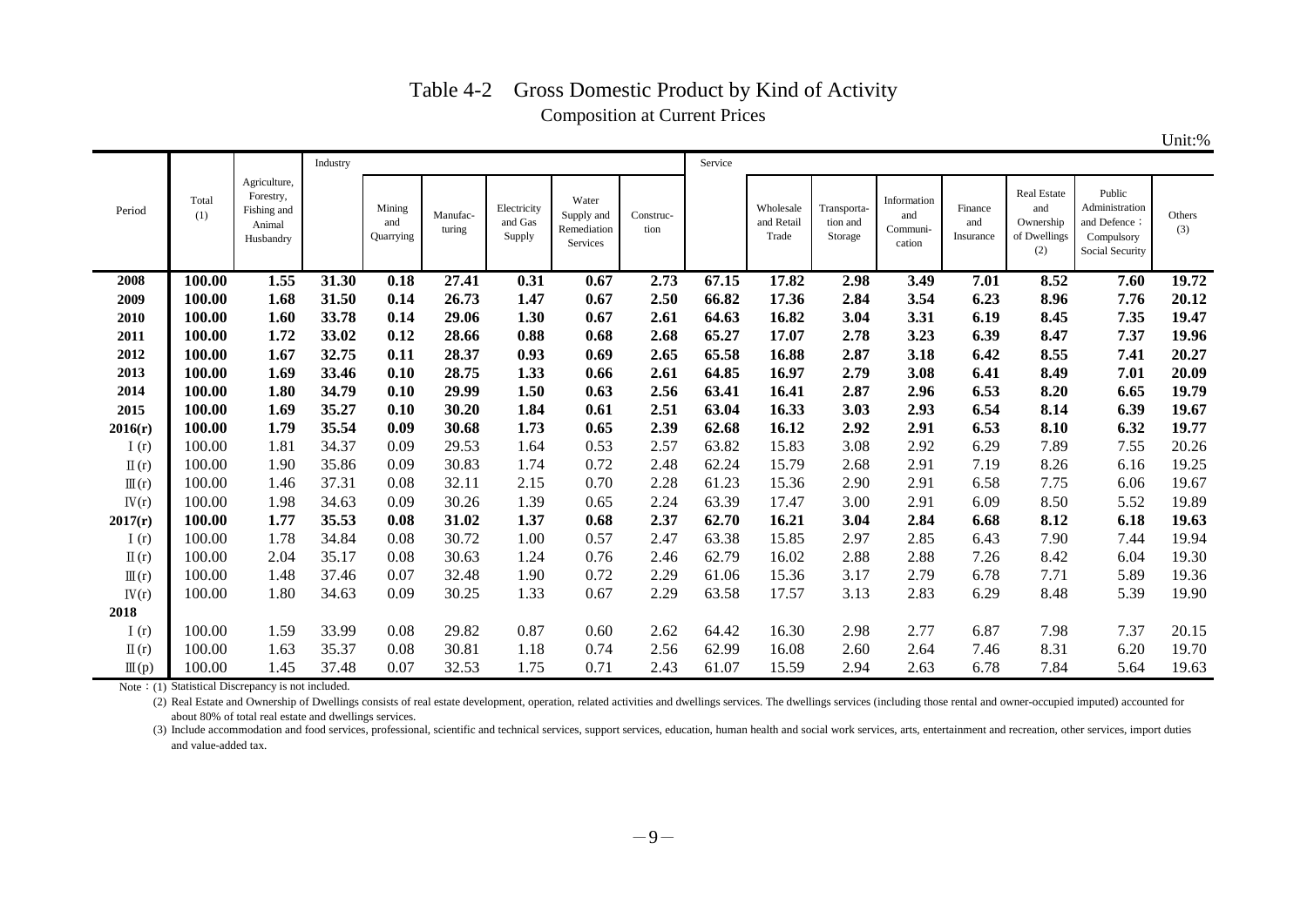# Table 4-2 Gross Domestic Product by Kind of Activity

Composition at Current Prices

Unit:%

| Period | Total (1) | Agriculture, Forestry, Fishing and Animal Husbandry | Industry | | | | | | Service | | | | | | | |
|---|---|---|---|---|---|---|---|---|---|---|---|---|---|---|---|---|
| | | | | Mining and Quarrying | Manufacturing | Electricity and Gas Supply | Water Supply and Remediation Services | Construction | | Wholesale and Retail Trade | Transportation and Storage | Information and Communication | Finance and Insurance | Real Estate and Ownership of Dwellings (2) | Public Administration and Defence；Compulsory Social Security | Others (3) |
| **2008** | **100.00** | **1.55** | **31.30** | **0.18** | **27.41** | **0.31** | **0.67** | **2.73** | **67.15** | **17.82** | **2.98** | **3.49** | **7.01** | **8.52** | **7.60** | **19.72** |
| **2009** | **100.00** | **1.68** | **31.50** | **0.14** | **26.73** | **1.47** | **0.67** | **2.50** | **66.82** | **17.36** | **2.84** | **3.54** | **6.23** | **8.96** | **7.76** | **20.12** |
| **2010** | **100.00** | **1.60** | **33.78** | **0.14** | **29.06** | **1.30** | **0.67** | **2.61** | **64.63** | **16.82** | **3.04** | **3.31** | **6.19** | **8.45** | **7.35** | **19.47** |
| **2011** | **100.00** | **1.72** | **33.02** | **0.12** | **28.66** | **0.88** | **0.68** | **2.68** | **65.27** | **17.07** | **2.78** | **3.23** | **6.39** | **8.47** | **7.37** | **19.96** |
| **2012** | **100.00** | **1.67** | **32.75** | **0.11** | **28.37** | **0.93** | **0.69** | **2.65** | **65.58** | **16.88** | **2.87** | **3.18** | **6.42** | **8.55** | **7.41** | **20.27** |
| **2013** | **100.00** | **1.69** | **33.46** | **0.10** | **28.75** | **1.33** | **0.66** | **2.61** | **64.85** | **16.97** | **2.79** | **3.08** | **6.41** | **8.49** | **7.01** | **20.09** |
| **2014** | **100.00** | **1.80** | **34.79** | **0.10** | **29.99** | **1.50** | **0.63** | **2.56** | **63.41** | **16.41** | **2.87** | **2.96** | **6.53** | **8.20** | **6.65** | **19.79** |
| **2015** | **100.00** | **1.69** | **35.27** | **0.10** | **30.20** | **1.84** | **0.61** | **2.51** | **63.04** | **16.33** | **3.03** | **2.93** | **6.54** | **8.14** | **6.39** | **19.67** |
| **2016(r)** | **100.00** | **1.79** | **35.54** | **0.09** | **30.68** | **1.73** | **0.65** | **2.39** | **62.68** | **16.12** | **2.92** | **2.91** | **6.53** | **8.10** | **6.32** | **19.77** |
| Ⅰ(r) | 100.00 | 1.81 | 34.37 | 0.09 | 29.53 | 1.64 | 0.53 | 2.57 | 63.82 | 15.83 | 3.08 | 2.92 | 6.29 | 7.89 | 7.55 | 20.26 |
| Ⅱ(r) | 100.00 | 1.90 | 35.86 | 0.09 | 30.83 | 1.74 | 0.72 | 2.48 | 62.24 | 15.79 | 2.68 | 2.91 | 7.19 | 8.26 | 6.16 | 19.25 |
| Ⅲ(r) | 100.00 | 1.46 | 37.31 | 0.08 | 32.11 | 2.15 | 0.70 | 2.28 | 61.23 | 15.36 | 2.90 | 2.91 | 6.58 | 7.75 | 6.06 | 19.67 |
| Ⅳ(r) | 100.00 | 1.98 | 34.63 | 0.09 | 30.26 | 1.39 | 0.65 | 2.24 | 63.39 | 17.47 | 3.00 | 2.91 | 6.09 | 8.50 | 5.52 | 19.89 |
| **2017(r)** | **100.00** | **1.77** | **35.53** | **0.08** | **31.02** | **1.37** | **0.68** | **2.37** | **62.70** | **16.21** | **3.04** | **2.84** | **6.68** | **8.12** | **6.18** | **19.63** |
| Ⅰ(r) | 100.00 | 1.78 | 34.84 | 0.08 | 30.72 | 1.00 | 0.57 | 2.47 | 63.38 | 15.85 | 2.97 | 2.85 | 6.43 | 7.90 | 7.44 | 19.94 |
| Ⅱ(r) | 100.00 | 2.04 | 35.17 | 0.08 | 30.63 | 1.24 | 0.76 | 2.46 | 62.79 | 16.02 | 2.88 | 2.88 | 7.26 | 8.42 | 6.04 | 19.30 |
| Ⅲ(r) | 100.00 | 1.48 | 37.46 | 0.07 | 32.48 | 1.90 | 0.72 | 2.29 | 61.06 | 15.36 | 3.17 | 2.79 | 6.78 | 7.71 | 5.89 | 19.36 |
| Ⅳ(r) | 100.00 | 1.80 | 34.63 | 0.09 | 30.25 | 1.33 | 0.67 | 2.29 | 63.58 | 17.57 | 3.13 | 2.83 | 6.29 | 8.48 | 5.39 | 19.90 |
| **2018** | | | | | | | | | | | | | | | | |
| Ⅰ(r) | 100.00 | 1.59 | 33.99 | 0.08 | 29.82 | 0.87 | 0.60 | 2.62 | 64.42 | 16.30 | 2.98 | 2.77 | 6.87 | 7.98 | 7.37 | 20.15 |
| Ⅱ(r) | 100.00 | 1.63 | 35.37 | 0.08 | 30.81 | 1.18 | 0.74 | 2.56 | 62.99 | 16.08 | 2.60 | 2.64 | 7.46 | 8.31 | 6.20 | 19.70 |
| Ⅲ(p) | 100.00 | 1.45 | 37.48 | 0.07 | 32.53 | 1.75 | 0.71 | 2.43 | 61.07 | 15.59 | 2.94 | 2.63 | 6.78 | 7.84 | 5.64 | 19.63 |

Note：(1) Statistical Discrepancy is not included.

(2) Real Estate and Ownership of Dwellings consists of real estate development, operation, related activities and dwellings services. The dwellings services (including those rental and owner-occupied imputed) accounted for about 80% of total real estate and dwellings services.

(3) Include accommodation and food services, professional, scientific and technical services, support services, education, human health and social work services, arts, entertainment and recreation, other services, import duties and value-added tax.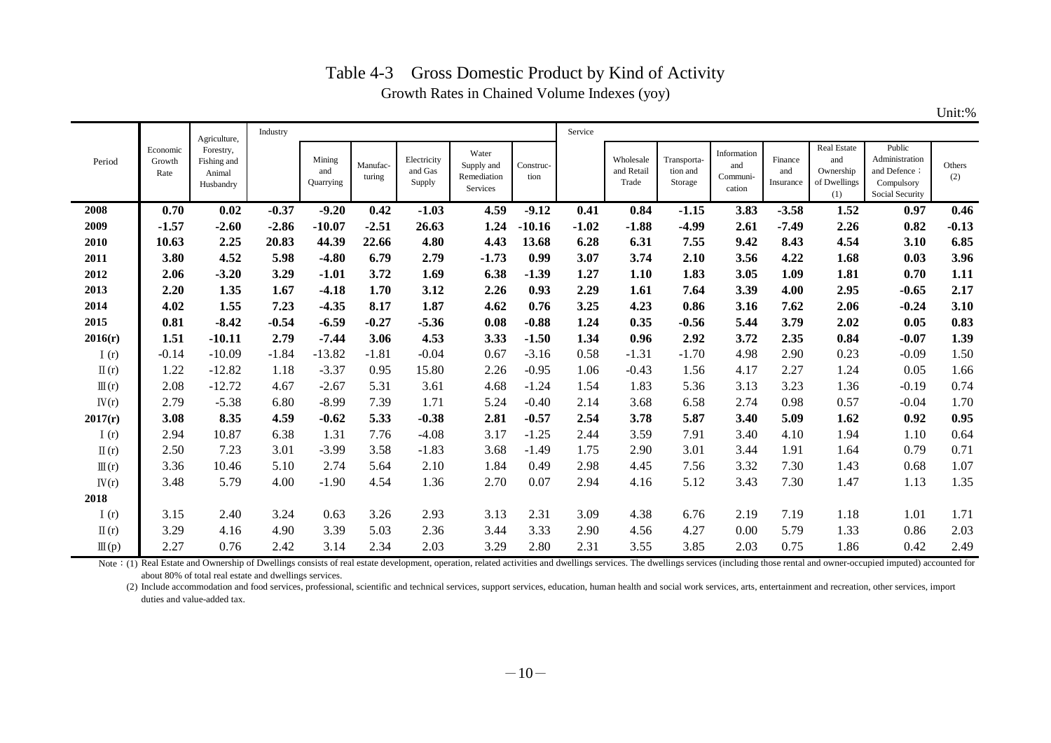# Table 4-3 Gross Domestic Product by Kind of Activity

Growth Rates in Chained Volume Indexes (yoy)

Unit:%

| Period | Economic Growth Rate | Agriculture, Forestry, Fishing and Animal Husbandry | Industry | | | | | | Service | | | | | | | |
|---|---|---|---|---|---|---|---|---|---|---|---|---|---|---|---|---|
| | | | | Mining and Quarrying | Manufacturing | Electricity and Gas Supply | Water Supply and Remediation Services | Construction | | Wholesale and Retail Trade | Transportation and Storage | Information and Communication | Finance and Insurance | Real Estate and Ownership of Dwellings (1) | Public Administration and Defence；Compulsory Social Security | Others (2) |
| **2008** | **0.70** | **0.02** | **-0.37** | **-9.20** | **0.42** | **-1.03** | **4.59** | **-9.12** | **0.41** | **0.84** | **-1.15** | **3.83** | **-3.58** | **1.52** | **0.97** | **0.46** |
| **2009** | **-1.57** | **-2.60** | **-2.86** | **-10.07** | **-2.51** | **26.63** | **1.24** | **-10.16** | **-1.02** | **-1.88** | **-4.99** | **2.61** | **-7.49** | **2.26** | **0.82** | **-0.13** |
| **2010** | **10.63** | **2.25** | **20.83** | **44.39** | **22.66** | **4.80** | **4.43** | **13.68** | **6.28** | **6.31** | **7.55** | **9.42** | **8.43** | **4.54** | **3.10** | **6.85** |
| **2011** | **3.80** | **4.52** | **5.98** | **-4.80** | **6.79** | **2.79** | **-1.73** | **0.99** | **3.07** | **3.74** | **2.10** | **3.56** | **4.22** | **1.68** | **0.03** | **3.96** |
| **2012** | **2.06** | **-3.20** | **3.29** | **-1.01** | **3.72** | **1.69** | **6.38** | **-1.39** | **1.27** | **1.10** | **1.83** | **3.05** | **1.09** | **1.81** | **0.70** | **1.11** |
| **2013** | **2.20** | **1.35** | **1.67** | **-4.18** | **1.70** | **3.12** | **2.26** | **0.93** | **2.29** | **1.61** | **7.64** | **3.39** | **4.00** | **2.95** | **-0.65** | **2.17** |
| **2014** | **4.02** | **1.55** | **7.23** | **-4.35** | **8.17** | **1.87** | **4.62** | **0.76** | **3.25** | **4.23** | **0.86** | **3.16** | **7.62** | **2.06** | **-0.24** | **3.10** |
| **2015** | **0.81** | **-8.42** | **-0.54** | **-6.59** | **-0.27** | **-5.36** | **0.08** | **-0.88** | **1.24** | **0.35** | **-0.56** | **5.44** | **3.79** | **2.02** | **0.05** | **0.83** |
| **2016(r)** | **1.51** | **-10.11** | **2.79** | **-7.44** | **3.06** | **4.53** | **3.33** | **-1.50** | **1.34** | **0.96** | **2.92** | **3.72** | **2.35** | **0.84** | **-0.07** | **1.39** |
| Ⅰ(r) | -0.14 | -10.09 | -1.84 | -13.82 | -1.81 | -0.04 | 0.67 | -3.16 | 0.58 | -1.31 | -1.70 | 4.98 | 2.90 | 0.23 | -0.09 | 1.50 |
| Ⅱ(r) | 1.22 | -12.82 | 1.18 | -3.37 | 0.95 | 15.80 | 2.26 | -0.95 | 1.06 | -0.43 | 1.56 | 4.17 | 2.27 | 1.24 | 0.05 | 1.66 |
| Ⅲ(r) | 2.08 | -12.72 | 4.67 | -2.67 | 5.31 | 3.61 | 4.68 | -1.24 | 1.54 | 1.83 | 5.36 | 3.13 | 3.23 | 1.36 | -0.19 | 0.74 |
| Ⅳ(r) | 2.79 | -5.38 | 6.80 | -8.99 | 7.39 | 1.71 | 5.24 | -0.40 | 2.14 | 3.68 | 6.58 | 2.74 | 0.98 | 0.57 | -0.04 | 1.70 |
| **2017(r)** | **3.08** | **8.35** | **4.59** | **-0.62** | **5.33** | **-0.38** | **2.81** | **-0.57** | **2.54** | **3.78** | **5.87** | **3.40** | **5.09** | **1.62** | **0.92** | **0.95** |
| Ⅰ(r) | 2.94 | 10.87 | 6.38 | 1.31 | 7.76 | -4.08 | 3.17 | -1.25 | 2.44 | 3.59 | 7.91 | 3.40 | 4.10 | 1.94 | 1.10 | 0.64 |
| Ⅱ(r) | 2.50 | 7.23 | 3.01 | -3.99 | 3.58 | -1.83 | 3.68 | -1.49 | 1.75 | 2.90 | 3.01 | 3.44 | 1.91 | 1.64 | 0.79 | 0.71 |
| Ⅲ(r) | 3.36 | 10.46 | 5.10 | 2.74 | 5.64 | 2.10 | 1.84 | 0.49 | 2.98 | 4.45 | 7.56 | 3.32 | 7.30 | 1.43 | 0.68 | 1.07 |
| Ⅳ(r) | 3.48 | 5.79 | 4.00 | -1.90 | 4.54 | 1.36 | 2.70 | 0.07 | 2.94 | 4.16 | 5.12 | 3.43 | 7.30 | 1.47 | 1.13 | 1.35 |
| **2018** | | | | | | | | | | | | | | | | |
| Ⅰ(r) | 3.15 | 2.40 | 3.24 | 0.63 | 3.26 | 2.93 | 3.13 | 2.31 | 3.09 | 4.38 | 6.76 | 2.19 | 7.19 | 1.18 | 1.01 | 1.71 |
| Ⅱ(r) | 3.29 | 4.16 | 4.90 | 3.39 | 5.03 | 2.36 | 3.44 | 3.33 | 2.90 | 4.56 | 4.27 | 0.00 | 5.79 | 1.33 | 0.86 | 2.03 |
| Ⅲ(p) | 2.27 | 0.76 | 2.42 | 3.14 | 2.34 | 2.03 | 3.29 | 2.80 | 2.31 | 3.55 | 3.85 | 2.03 | 0.75 | 1.86 | 0.42 | 2.49 |

Note：(1) Real Estate and Ownership of Dwellings consists of real estate development, operation, related activities and dwellings services. The dwellings services (including those rental and owner-occupied imputed) accounted for about 80% of total real estate and dwellings services.

(2) Include accommodation and food services, professional, scientific and technical services, support services, education, human health and social work services, arts, entertainment and recreation, other services, import duties and value-added tax.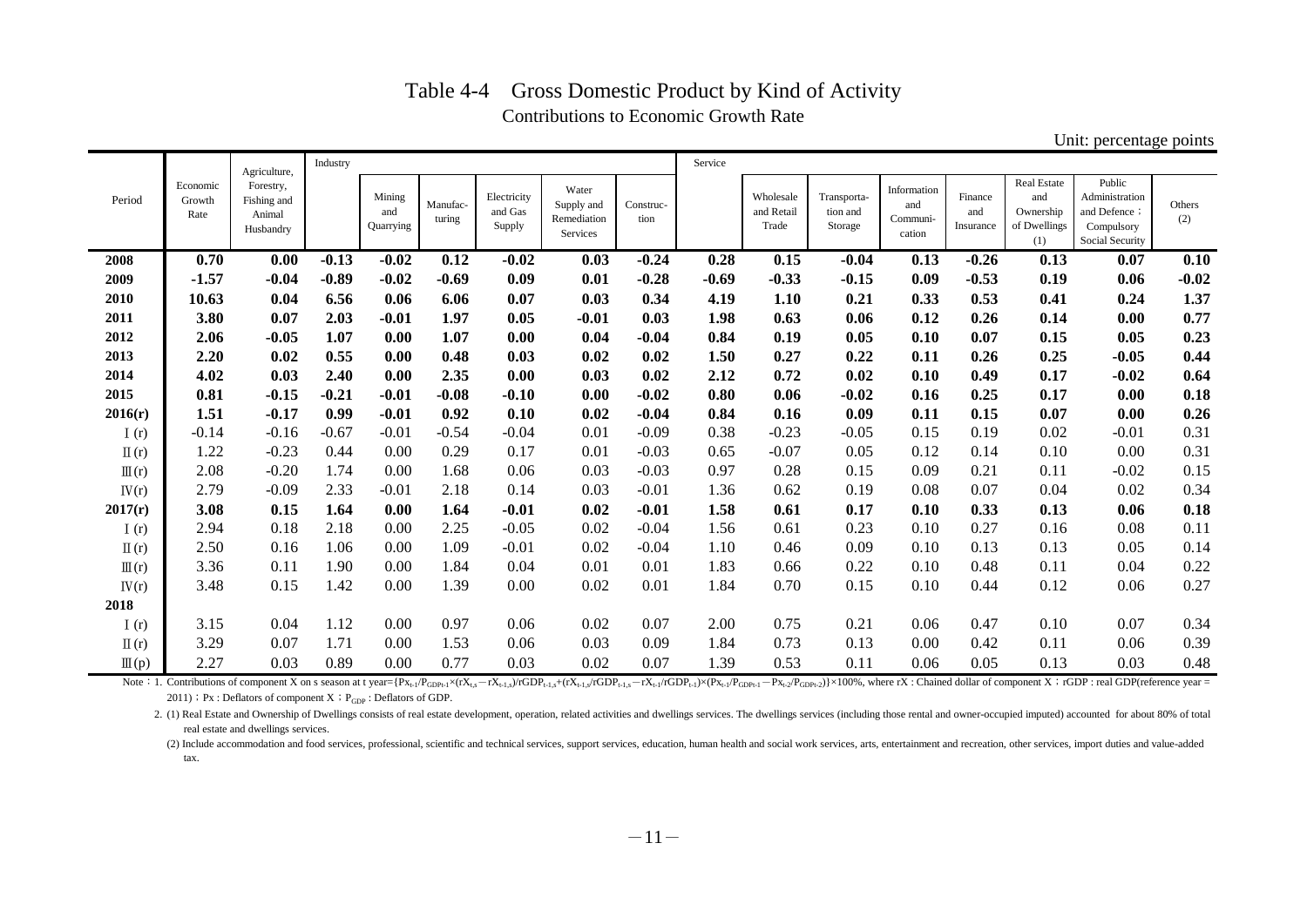# Table 4-4　Gross Domestic Product by Kind of Activity

Contributions to Economic Growth Rate

Unit: percentage points

| Period | Economic Growth Rate | Agriculture, Forestry, Fishing and Animal Husbandry | Industry | | | | | | Service | | | | | | | |
|---|---|---|---|---|---|---|---|---|---|---|---|---|---|---|---|---|
| | | | | Mining and Quarrying | Manufac-turing | Electricity and Gas Supply | Water Supply and Remediation Services | Construc-tion | | Wholesale and Retail Trade | Transporta-tion and Storage | Information and Communi-cation | Finance and Insurance | Real Estate and Ownership of Dwellings (1) | Public Administration and Defence；Compulsory Social Security | Others (2) |
| **2008** | **0.70** | **0.00** | **-0.13** | **-0.02** | **0.12** | **-0.02** | **0.03** | **-0.24** | **0.28** | **0.15** | **-0.04** | **0.13** | **-0.26** | **0.13** | **0.07** | **0.10** |
| **2009** | **-1.57** | **-0.04** | **-0.89** | **-0.02** | **-0.69** | **0.09** | **0.01** | **-0.28** | **-0.69** | **-0.33** | **-0.15** | **0.09** | **-0.53** | **0.19** | **0.06** | **-0.02** |
| **2010** | **10.63** | **0.04** | **6.56** | **0.06** | **6.06** | **0.07** | **0.03** | **0.34** | **4.19** | **1.10** | **0.21** | **0.33** | **0.53** | **0.41** | **0.24** | **1.37** |
| **2011** | **3.80** | **0.07** | **2.03** | **-0.01** | **1.97** | **0.05** | **-0.01** | **0.03** | **1.98** | **0.63** | **0.06** | **0.12** | **0.26** | **0.14** | **0.00** | **0.77** |
| **2012** | **2.06** | **-0.05** | **1.07** | **0.00** | **1.07** | **0.00** | **0.04** | **-0.04** | **0.84** | **0.19** | **0.05** | **0.10** | **0.07** | **0.15** | **0.05** | **0.23** |
| **2013** | **2.20** | **0.02** | **0.55** | **0.00** | **0.48** | **0.03** | **0.02** | **0.02** | **1.50** | **0.27** | **0.22** | **0.11** | **0.26** | **0.25** | **-0.05** | **0.44** |
| **2014** | **4.02** | **0.03** | **2.40** | **0.00** | **2.35** | **0.00** | **0.03** | **0.02** | **2.12** | **0.72** | **0.02** | **0.10** | **0.49** | **0.17** | **-0.02** | **0.64** |
| **2015** | **0.81** | **-0.15** | **-0.21** | **-0.01** | **-0.08** | **-0.10** | **0.00** | **-0.02** | **0.80** | **0.06** | **-0.02** | **0.16** | **0.25** | **0.17** | **0.00** | **0.18** |
| **2016(r)** | **1.51** | **-0.17** | **0.99** | **-0.01** | **0.92** | **0.10** | **0.02** | **-0.04** | **0.84** | **0.16** | **0.09** | **0.11** | **0.15** | **0.07** | **0.00** | **0.26** |
| Ⅰ(r) | -0.14 | -0.16 | -0.67 | -0.01 | -0.54 | -0.04 | 0.01 | -0.09 | 0.38 | -0.23 | -0.05 | 0.15 | 0.19 | 0.02 | -0.01 | 0.31 |
| Ⅱ(r) | 1.22 | -0.23 | 0.44 | 0.00 | 0.29 | 0.17 | 0.01 | -0.03 | 0.65 | -0.07 | 0.05 | 0.12 | 0.14 | 0.10 | 0.00 | 0.31 |
| Ⅲ(r) | 2.08 | -0.20 | 1.74 | 0.00 | 1.68 | 0.06 | 0.03 | -0.03 | 0.97 | 0.28 | 0.15 | 0.09 | 0.21 | 0.11 | -0.02 | 0.15 |
| Ⅳ(r) | 2.79 | -0.09 | 2.33 | -0.01 | 2.18 | 0.14 | 0.03 | -0.01 | 1.36 | 0.62 | 0.19 | 0.08 | 0.07 | 0.04 | 0.02 | 0.34 |
| **2017(r)** | **3.08** | **0.15** | **1.64** | **0.00** | **1.64** | **-0.01** | **0.02** | **-0.01** | **1.58** | **0.61** | **0.17** | **0.10** | **0.33** | **0.13** | **0.06** | **0.18** |
| Ⅰ(r) | 2.94 | 0.18 | 2.18 | 0.00 | 2.25 | -0.05 | 0.02 | -0.04 | 1.56 | 0.61 | 0.23 | 0.10 | 0.27 | 0.16 | 0.08 | 0.11 |
| Ⅱ(r) | 2.50 | 0.16 | 1.06 | 0.00 | 1.09 | -0.01 | 0.02 | -0.04 | 1.10 | 0.46 | 0.09 | 0.10 | 0.13 | 0.13 | 0.05 | 0.14 |
| Ⅲ(r) | 3.36 | 0.11 | 1.90 | 0.00 | 1.84 | 0.04 | 0.01 | 0.01 | 1.83 | 0.66 | 0.22 | 0.10 | 0.48 | 0.11 | 0.04 | 0.22 |
| Ⅳ(r) | 3.48 | 0.15 | 1.42 | 0.00 | 1.39 | 0.00 | 0.02 | 0.01 | 1.84 | 0.70 | 0.15 | 0.10 | 0.44 | 0.12 | 0.06 | 0.27 |
| **2018** | | | | | | | | | | | | | | | | |
| Ⅰ(r) | 3.15 | 0.04 | 1.12 | 0.00 | 0.97 | 0.06 | 0.02 | 0.07 | 2.00 | 0.75 | 0.21 | 0.06 | 0.47 | 0.10 | 0.07 | 0.34 |
| Ⅱ(r) | 3.29 | 0.07 | 1.71 | 0.00 | 1.53 | 0.06 | 0.03 | 0.09 | 1.84 | 0.73 | 0.13 | 0.00 | 0.42 | 0.11 | 0.06 | 0.39 |
| Ⅲ(p) | 2.27 | 0.03 | 0.89 | 0.00 | 0.77 | 0.03 | 0.02 | 0.07 | 1.39 | 0.53 | 0.11 | 0.06 | 0.05 | 0.13 | 0.03 | 0.48 |

Note：1. Contributions of component X on s season at t year= $\{Px_{t-1}/P_{GDPt-1}\times(rX_{t,s}-rX_{t-1,s})/rGDP_{t-1,s}+(rX_{t-1,s}/rGDP_{t-1,s}-rX_{t-1}/rGDP_{t-1})\times(Px_{t-1}/P_{GDPt-1}-Px_{t-2}/P_{GDPt-2})\}\times100\%$, where rX : Chained dollar of component X；rGDP : real GDP(reference year = 2011)；Px : Deflators of component X；$P_{GDP}$ : Deflators of GDP.

2. (1) Real Estate and Ownership of Dwellings consists of real estate development, operation, related activities and dwellings services. The dwellings services (including those rental and owner-occupied imputed) accounted for about 80% of total real estate and dwellings services.

(2) Include accommodation and food services, professional, scientific and technical services, support services, education, human health and social work services, arts, entertainment and recreation, other services, import duties and value-added tax.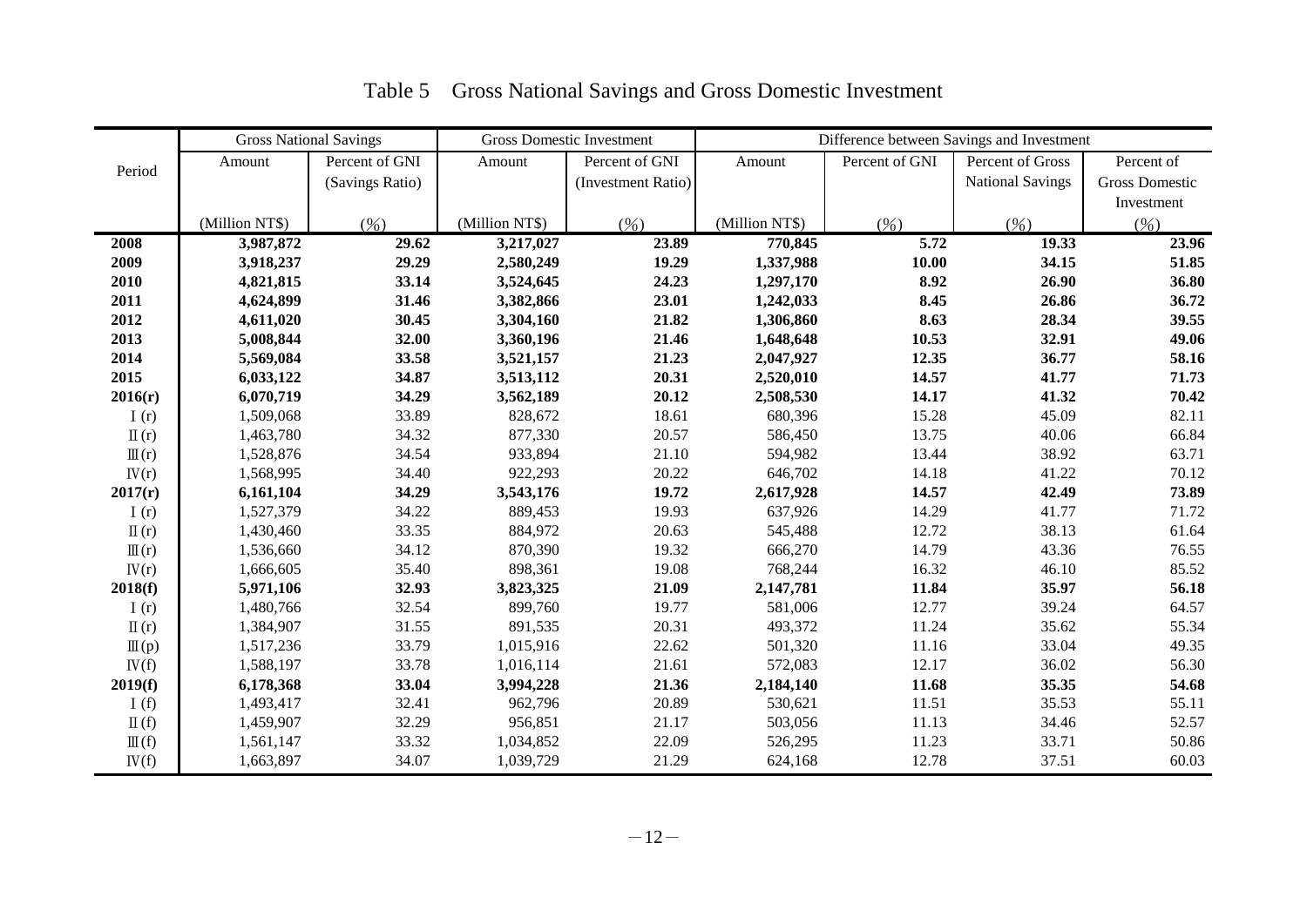# Table 5 Gross National Savings and Gross Domestic Investment

| Period | Gross National Savings | | Gross Domestic Investment | | Difference between Savings and Investment | | | |
|---|---|---|---|---|---|---|---|---|
| | Amount | Percent of GNI (Savings Ratio) | Amount | Percent of GNI (Investment Ratio) | Amount | Percent of GNI | Percent of Gross National Savings | Percent of Gross Domestic Investment |
| | (Million NT$) | (%) | (Million NT$) | (%) | (Million NT$) | (%) | (%) | (%) |
| **2008** | **3,987,872** | **29.62** | **3,217,027** | **23.89** | **770,845** | **5.72** | **19.33** | **23.96** |
| **2009** | **3,918,237** | **29.29** | **2,580,249** | **19.29** | **1,337,988** | **10.00** | **34.15** | **51.85** |
| **2010** | **4,821,815** | **33.14** | **3,524,645** | **24.23** | **1,297,170** | **8.92** | **26.90** | **36.80** |
| **2011** | **4,624,899** | **31.46** | **3,382,866** | **23.01** | **1,242,033** | **8.45** | **26.86** | **36.72** |
| **2012** | **4,611,020** | **30.45** | **3,304,160** | **21.82** | **1,306,860** | **8.63** | **28.34** | **39.55** |
| **2013** | **5,008,844** | **32.00** | **3,360,196** | **21.46** | **1,648,648** | **10.53** | **32.91** | **49.06** |
| **2014** | **5,569,084** | **33.58** | **3,521,157** | **21.23** | **2,047,927** | **12.35** | **36.77** | **58.16** |
| **2015** | **6,033,122** | **34.87** | **3,513,112** | **20.31** | **2,520,010** | **14.57** | **41.77** | **71.73** |
| **2016(r)** | **6,070,719** | **34.29** | **3,562,189** | **20.12** | **2,508,530** | **14.17** | **41.32** | **70.42** |
| Ⅰ(r) | 1,509,068 | 33.89 | 828,672 | 18.61 | 680,396 | 15.28 | 45.09 | 82.11 |
| Ⅱ(r) | 1,463,780 | 34.32 | 877,330 | 20.57 | 586,450 | 13.75 | 40.06 | 66.84 |
| Ⅲ(r) | 1,528,876 | 34.54 | 933,894 | 21.10 | 594,982 | 13.44 | 38.92 | 63.71 |
| Ⅳ(r) | 1,568,995 | 34.40 | 922,293 | 20.22 | 646,702 | 14.18 | 41.22 | 70.12 |
| **2017(r)** | **6,161,104** | **34.29** | **3,543,176** | **19.72** | **2,617,928** | **14.57** | **42.49** | **73.89** |
| Ⅰ(r) | 1,527,379 | 34.22 | 889,453 | 19.93 | 637,926 | 14.29 | 41.77 | 71.72 |
| Ⅱ(r) | 1,430,460 | 33.35 | 884,972 | 20.63 | 545,488 | 12.72 | 38.13 | 61.64 |
| Ⅲ(r) | 1,536,660 | 34.12 | 870,390 | 19.32 | 666,270 | 14.79 | 43.36 | 76.55 |
| Ⅳ(r) | 1,666,605 | 35.40 | 898,361 | 19.08 | 768,244 | 16.32 | 46.10 | 85.52 |
| **2018(f)** | **5,971,106** | **32.93** | **3,823,325** | **21.09** | **2,147,781** | **11.84** | **35.97** | **56.18** |
| Ⅰ(r) | 1,480,766 | 32.54 | 899,760 | 19.77 | 581,006 | 12.77 | 39.24 | 64.57 |
| Ⅱ(r) | 1,384,907 | 31.55 | 891,535 | 20.31 | 493,372 | 11.24 | 35.62 | 55.34 |
| Ⅲ(p) | 1,517,236 | 33.79 | 1,015,916 | 22.62 | 501,320 | 11.16 | 33.04 | 49.35 |
| Ⅳ(f) | 1,588,197 | 33.78 | 1,016,114 | 21.61 | 572,083 | 12.17 | 36.02 | 56.30 |
| **2019(f)** | **6,178,368** | **33.04** | **3,994,228** | **21.36** | **2,184,140** | **11.68** | **35.35** | **54.68** |
| Ⅰ(f) | 1,493,417 | 32.41 | 962,796 | 20.89 | 530,621 | 11.51 | 35.53 | 55.11 |
| Ⅱ(f) | 1,459,907 | 32.29 | 956,851 | 21.17 | 503,056 | 11.13 | 34.46 | 52.57 |
| Ⅲ(f) | 1,561,147 | 33.32 | 1,034,852 | 22.09 | 526,295 | 11.23 | 33.71 | 50.86 |
| Ⅳ(f) | 1,663,897 | 34.07 | 1,039,729 | 21.29 | 624,168 | 12.78 | 37.51 | 60.03 |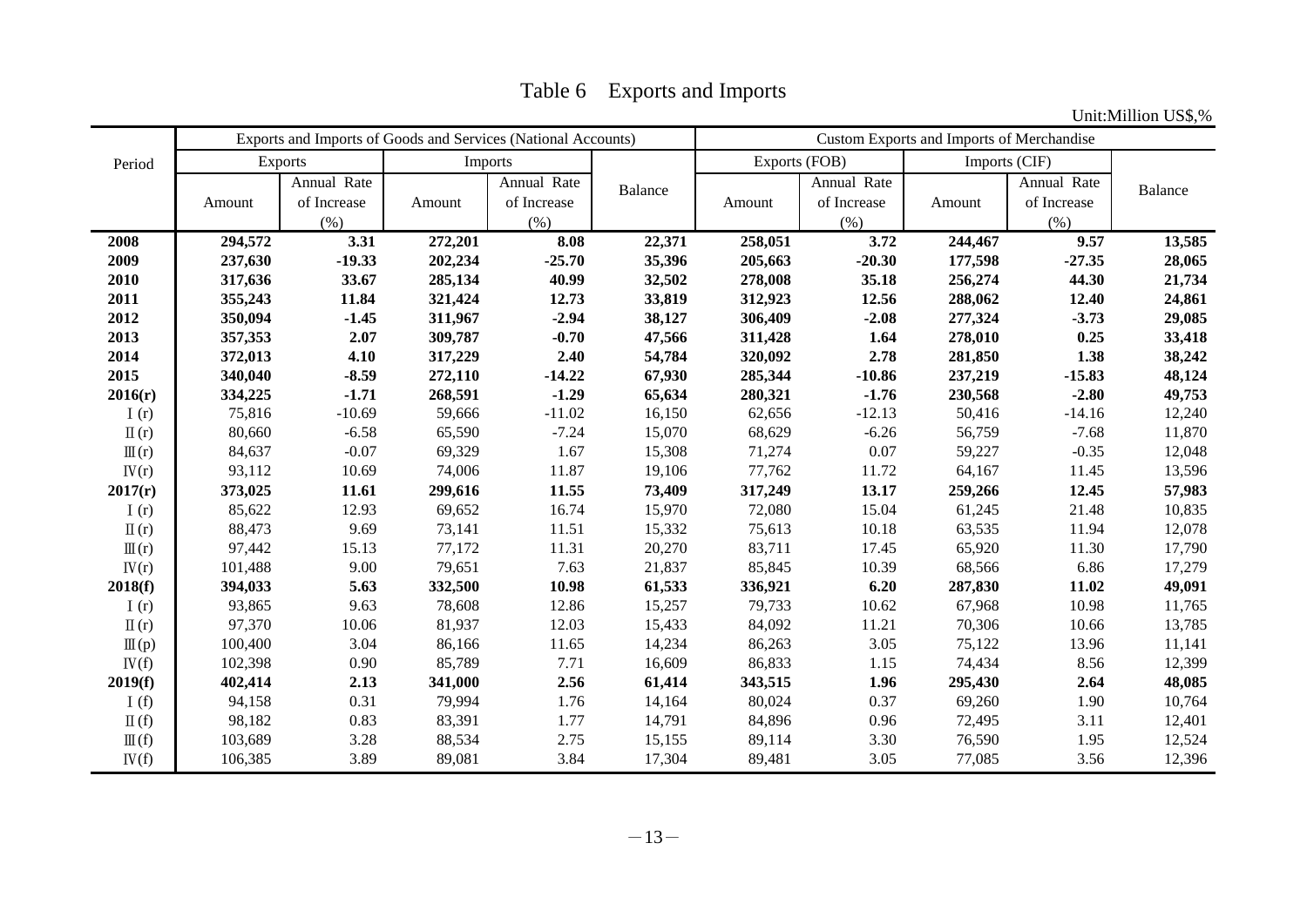# Table 6 Exports and Imports

Unit:Million US$,%

| Period | Exports and Imports of Goods and Services (National Accounts) | | | | | Custom Exports and Imports of Merchandise | | | | |
|---|---|---|---|---|---|---|---|---|---|---|
| | Exports | | Imports | | Balance | Exports (FOB) | | Imports (CIF) | | Balance |
| | Amount | Annual Rate of Increase (%) | Amount | Annual Rate of Increase (%) | | Amount | Annual Rate of Increase (%) | Amount | Annual Rate of Increase (%) | |
| **2008** | **294,572** | **3.31** | **272,201** | **8.08** | **22,371** | **258,051** | **3.72** | **244,467** | **9.57** | **13,585** |
| **2009** | **237,630** | **-19.33** | **202,234** | **-25.70** | **35,396** | **205,663** | **-20.30** | **177,598** | **-27.35** | **28,065** |
| **2010** | **317,636** | **33.67** | **285,134** | **40.99** | **32,502** | **278,008** | **35.18** | **256,274** | **44.30** | **21,734** |
| **2011** | **355,243** | **11.84** | **321,424** | **12.73** | **33,819** | **312,923** | **12.56** | **288,062** | **12.40** | **24,861** |
| **2012** | **350,094** | **-1.45** | **311,967** | **-2.94** | **38,127** | **306,409** | **-2.08** | **277,324** | **-3.73** | **29,085** |
| **2013** | **357,353** | **2.07** | **309,787** | **-0.70** | **47,566** | **311,428** | **1.64** | **278,010** | **0.25** | **33,418** |
| **2014** | **372,013** | **4.10** | **317,229** | **2.40** | **54,784** | **320,092** | **2.78** | **281,850** | **1.38** | **38,242** |
| **2015** | **340,040** | **-8.59** | **272,110** | **-14.22** | **67,930** | **285,344** | **-10.86** | **237,219** | **-15.83** | **48,124** |
| **2016(r)** | **334,225** | **-1.71** | **268,591** | **-1.29** | **65,634** | **280,321** | **-1.76** | **230,568** | **-2.80** | **49,753** |
| Ⅰ(r) | 75,816 | -10.69 | 59,666 | -11.02 | 16,150 | 62,656 | -12.13 | 50,416 | -14.16 | 12,240 |
| Ⅱ(r) | 80,660 | -6.58 | 65,590 | -7.24 | 15,070 | 68,629 | -6.26 | 56,759 | -7.68 | 11,870 |
| Ⅲ(r) | 84,637 | -0.07 | 69,329 | 1.67 | 15,308 | 71,274 | 0.07 | 59,227 | -0.35 | 12,048 |
| Ⅳ(r) | 93,112 | 10.69 | 74,006 | 11.87 | 19,106 | 77,762 | 11.72 | 64,167 | 11.45 | 13,596 |
| **2017(r)** | **373,025** | **11.61** | **299,616** | **11.55** | **73,409** | **317,249** | **13.17** | **259,266** | **12.45** | **57,983** |
| Ⅰ(r) | 85,622 | 12.93 | 69,652 | 16.74 | 15,970 | 72,080 | 15.04 | 61,245 | 21.48 | 10,835 |
| Ⅱ(r) | 88,473 | 9.69 | 73,141 | 11.51 | 15,332 | 75,613 | 10.18 | 63,535 | 11.94 | 12,078 |
| Ⅲ(r) | 97,442 | 15.13 | 77,172 | 11.31 | 20,270 | 83,711 | 17.45 | 65,920 | 11.30 | 17,790 |
| Ⅳ(r) | 101,488 | 9.00 | 79,651 | 7.63 | 21,837 | 85,845 | 10.39 | 68,566 | 6.86 | 17,279 |
| **2018(f)** | **394,033** | **5.63** | **332,500** | **10.98** | **61,533** | **336,921** | **6.20** | **287,830** | **11.02** | **49,091** |
| Ⅰ(r) | 93,865 | 9.63 | 78,608 | 12.86 | 15,257 | 79,733 | 10.62 | 67,968 | 10.98 | 11,765 |
| Ⅱ(r) | 97,370 | 10.06 | 81,937 | 12.03 | 15,433 | 84,092 | 11.21 | 70,306 | 10.66 | 13,785 |
| Ⅲ(p) | 100,400 | 3.04 | 86,166 | 11.65 | 14,234 | 86,263 | 3.05 | 75,122 | 13.96 | 11,141 |
| Ⅳ(f) | 102,398 | 0.90 | 85,789 | 7.71 | 16,609 | 86,833 | 1.15 | 74,434 | 8.56 | 12,399 |
| **2019(f)** | **402,414** | **2.13** | **341,000** | **2.56** | **61,414** | **343,515** | **1.96** | **295,430** | **2.64** | **48,085** |
| Ⅰ(f) | 94,158 | 0.31 | 79,994 | 1.76 | 14,164 | 80,024 | 0.37 | 69,260 | 1.90 | 10,764 |
| Ⅱ(f) | 98,182 | 0.83 | 83,391 | 1.77 | 14,791 | 84,896 | 0.96 | 72,495 | 3.11 | 12,401 |
| Ⅲ(f) | 103,689 | 3.28 | 88,534 | 2.75 | 15,155 | 89,114 | 3.30 | 76,590 | 1.95 | 12,524 |
| Ⅳ(f) | 106,385 | 3.89 | 89,081 | 3.84 | 17,304 | 89,481 | 3.05 | 77,085 | 3.56 | 12,396 |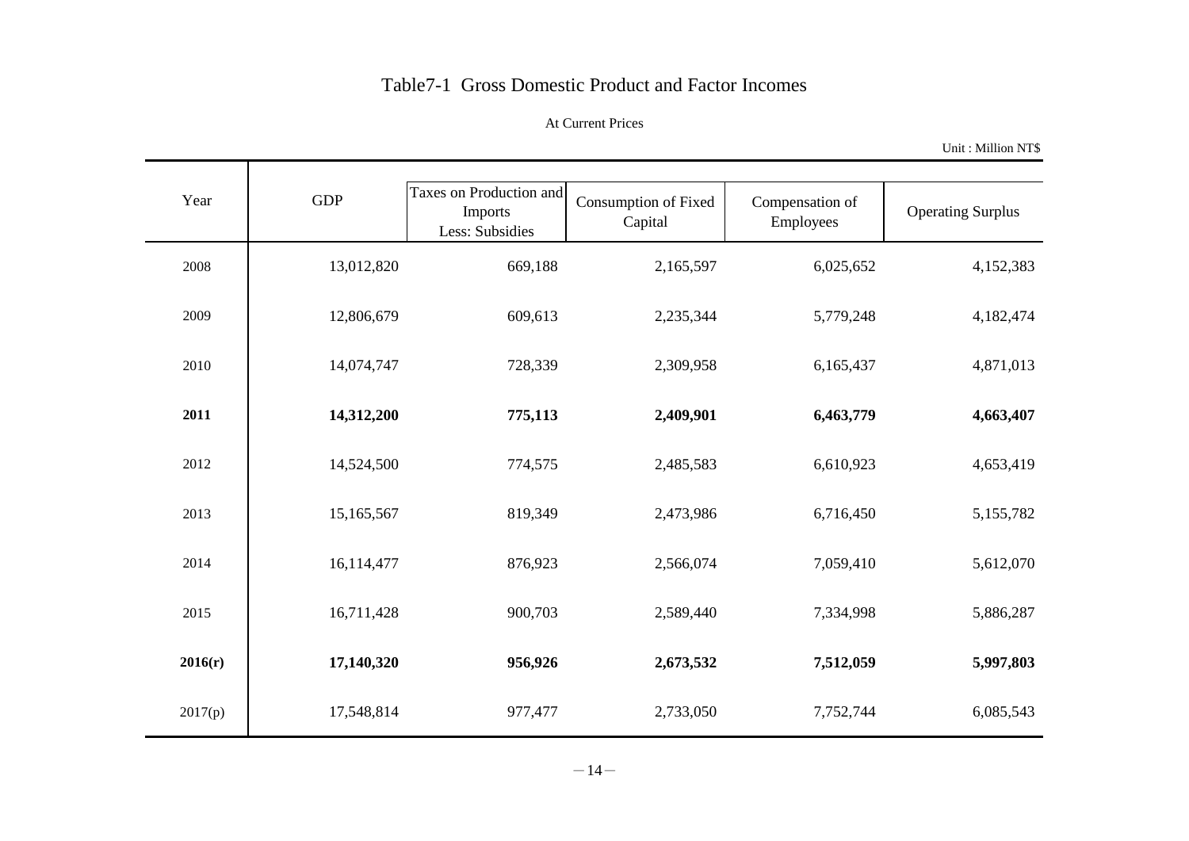# Table7-1 Gross Domestic Product and Factor Incomes

At Current Prices

Unit : Million NT$

| Year | GDP | Taxes on Production and Imports Less: Subsidies | Consumption of Fixed Capital | Compensation of Employees | Operating Surplus |
|---|---|---|---|---|---|
| 2008 | 13,012,820 | 669,188 | 2,165,597 | 6,025,652 | 4,152,383 |
| 2009 | 12,806,679 | 609,613 | 2,235,344 | 5,779,248 | 4,182,474 |
| 2010 | 14,074,747 | 728,339 | 2,309,958 | 6,165,437 | 4,871,013 |
| **2011** | **14,312,200** | **775,113** | **2,409,901** | **6,463,779** | **4,663,407** |
| 2012 | 14,524,500 | 774,575 | 2,485,583 | 6,610,923 | 4,653,419 |
| 2013 | 15,165,567 | 819,349 | 2,473,986 | 6,716,450 | 5,155,782 |
| 2014 | 16,114,477 | 876,923 | 2,566,074 | 7,059,410 | 5,612,070 |
| 2015 | 16,711,428 | 900,703 | 2,589,440 | 7,334,998 | 5,886,287 |
| **2016(r)** | **17,140,320** | **956,926** | **2,673,532** | **7,512,059** | **5,997,803** |
| 2017(p) | 17,548,814 | 977,477 | 2,733,050 | 7,752,744 | 6,085,543 |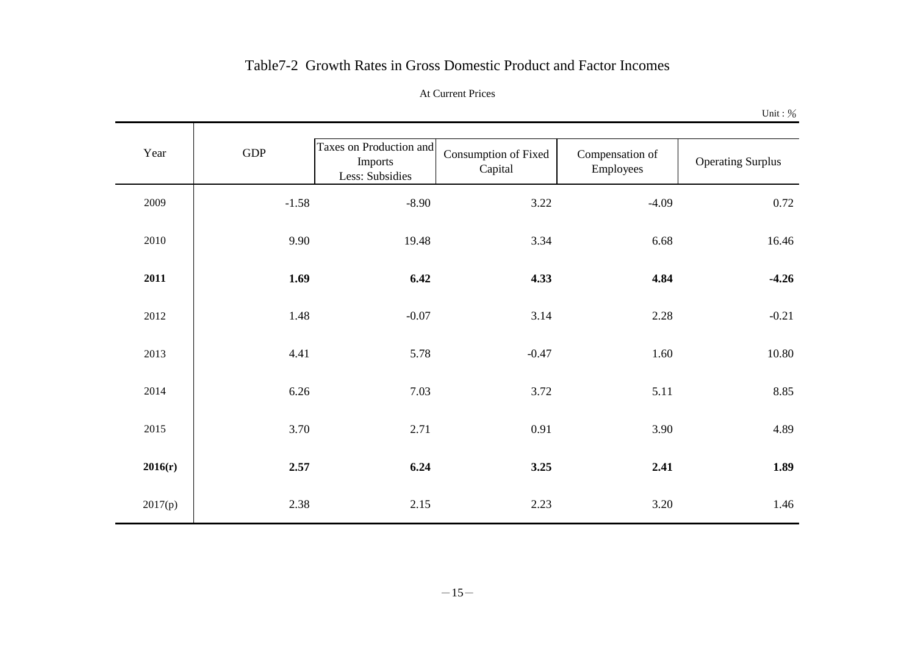# Table7-2 Growth Rates in Gross Domestic Product and Factor Incomes

At Current Prices

Unit : %

| Year | GDP | Taxes on Production and Imports Less: Subsidies | Consumption of Fixed Capital | Compensation of Employees | Operating Surplus |
|---|---|---|---|---|---|
| 2009 | -1.58 | -8.90 | 3.22 | -4.09 | 0.72 |
| 2010 | 9.90 | 19.48 | 3.34 | 6.68 | 16.46 |
| **2011** | **1.69** | **6.42** | **4.33** | **4.84** | **-4.26** |
| 2012 | 1.48 | -0.07 | 3.14 | 2.28 | -0.21 |
| 2013 | 4.41 | 5.78 | -0.47 | 1.60 | 10.80 |
| 2014 | 6.26 | 7.03 | 3.72 | 5.11 | 8.85 |
| 2015 | 3.70 | 2.71 | 0.91 | 3.90 | 4.89 |
| **2016(r)** | **2.57** | **6.24** | **3.25** | **2.41** | **1.89** |
| 2017(p) | 2.38 | 2.15 | 2.23 | 3.20 | 1.46 |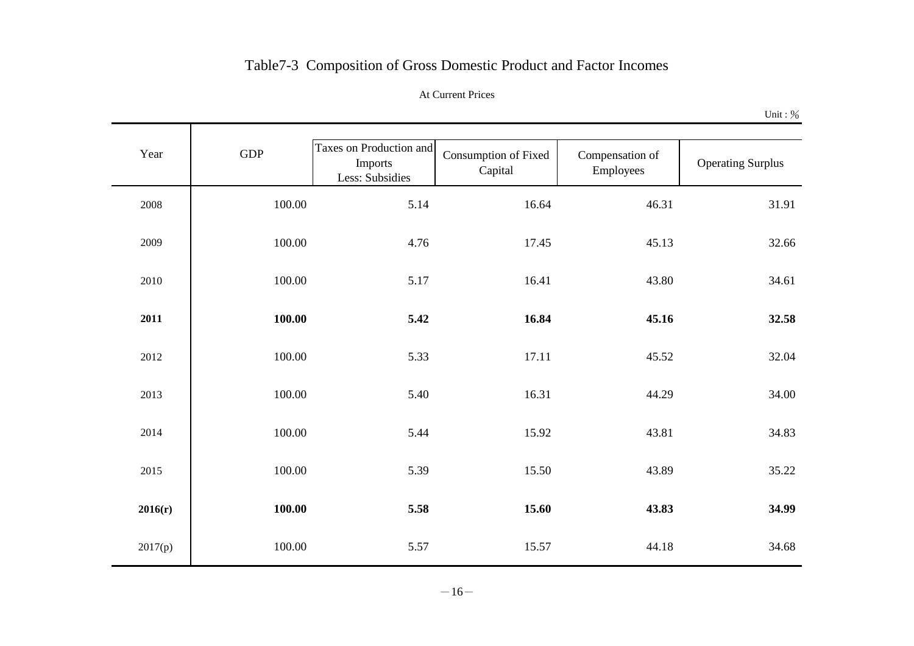# Table7-3 Composition of Gross Domestic Product and Factor Incomes

At Current Prices

Unit : %

| Year | GDP | Taxes on Production and Imports Less: Subsidies | Consumption of Fixed Capital | Compensation of Employees | Operating Surplus |
|---|---|---|---|---|---|
| 2008 | 100.00 | 5.14 | 16.64 | 46.31 | 31.91 |
| 2009 | 100.00 | 4.76 | 17.45 | 45.13 | 32.66 |
| 2010 | 100.00 | 5.17 | 16.41 | 43.80 | 34.61 |
| **2011** | **100.00** | **5.42** | **16.84** | **45.16** | **32.58** |
| 2012 | 100.00 | 5.33 | 17.11 | 45.52 | 32.04 |
| 2013 | 100.00 | 5.40 | 16.31 | 44.29 | 34.00 |
| 2014 | 100.00 | 5.44 | 15.92 | 43.81 | 34.83 |
| 2015 | 100.00 | 5.39 | 15.50 | 43.89 | 35.22 |
| **2016(r)** | **100.00** | **5.58** | **15.60** | **43.83** | **34.99** |
| 2017(p) | 100.00 | 5.57 | 15.57 | 44.18 | 34.68 |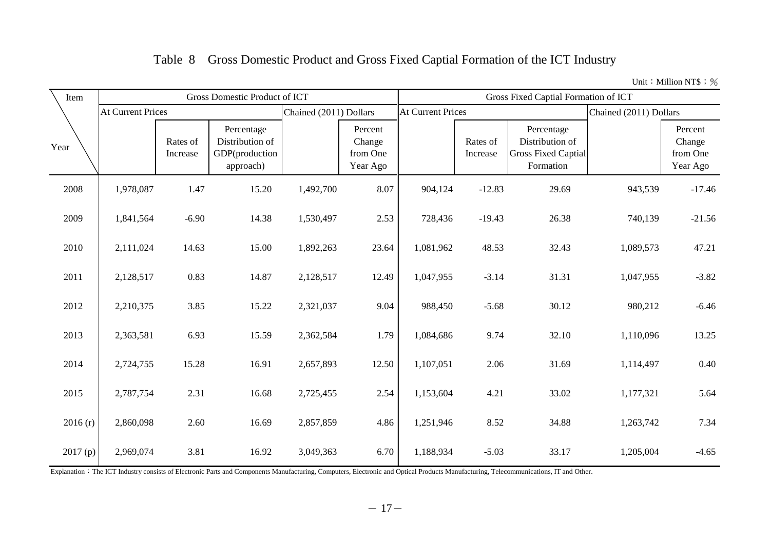# Table 8 Gross Domestic Product and Gross Fixed Captial Formation of the ICT Industry

Unit：Million NT$；%

| Item / Year | Gross Domestic Product of ICT | | | | | Gross Fixed Captial Formation of ICT | | | | |
|---|---|---|---|---|---|---|---|---|---|---|
| | At Current Prices | | | Chained (2011) Dollars | | At Current Prices | | | Chained (2011) Dollars | |
| | | Rates of Increase | Percentage Distribution of GDP(production approach) | | Percent Change from One Year Ago | | Rates of Increase | Percentage Distribution of Gross Fixed Captial Formation | | Percent Change from One Year Ago |
| 2008 | 1,978,087 | 1.47 | 15.20 | 1,492,700 | 8.07 | 904,124 | -12.83 | 29.69 | 943,539 | -17.46 |
| 2009 | 1,841,564 | -6.90 | 14.38 | 1,530,497 | 2.53 | 728,436 | -19.43 | 26.38 | 740,139 | -21.56 |
| 2010 | 2,111,024 | 14.63 | 15.00 | 1,892,263 | 23.64 | 1,081,962 | 48.53 | 32.43 | 1,089,573 | 47.21 |
| 2011 | 2,128,517 | 0.83 | 14.87 | 2,128,517 | 12.49 | 1,047,955 | -3.14 | 31.31 | 1,047,955 | -3.82 |
| 2012 | 2,210,375 | 3.85 | 15.22 | 2,321,037 | 9.04 | 988,450 | -5.68 | 30.12 | 980,212 | -6.46 |
| 2013 | 2,363,581 | 6.93 | 15.59 | 2,362,584 | 1.79 | 1,084,686 | 9.74 | 32.10 | 1,110,096 | 13.25 |
| 2014 | 2,724,755 | 15.28 | 16.91 | 2,657,893 | 12.50 | 1,107,051 | 2.06 | 31.69 | 1,114,497 | 0.40 |
| 2015 | 2,787,754 | 2.31 | 16.68 | 2,725,455 | 2.54 | 1,153,604 | 4.21 | 33.02 | 1,177,321 | 5.64 |
| 2016 (r) | 2,860,098 | 2.60 | 16.69 | 2,857,859 | 4.86 | 1,251,946 | 8.52 | 34.88 | 1,263,742 | 7.34 |
| 2017 (p) | 2,969,074 | 3.81 | 16.92 | 3,049,363 | 6.70 | 1,188,934 | -5.03 | 33.17 | 1,205,004 | -4.65 |

Explanation：The ICT Industry consists of Electronic Parts and Components Manufacturing, Computers, Electronic and Optical Products Manufacturing, Telecommunications, IT and Other.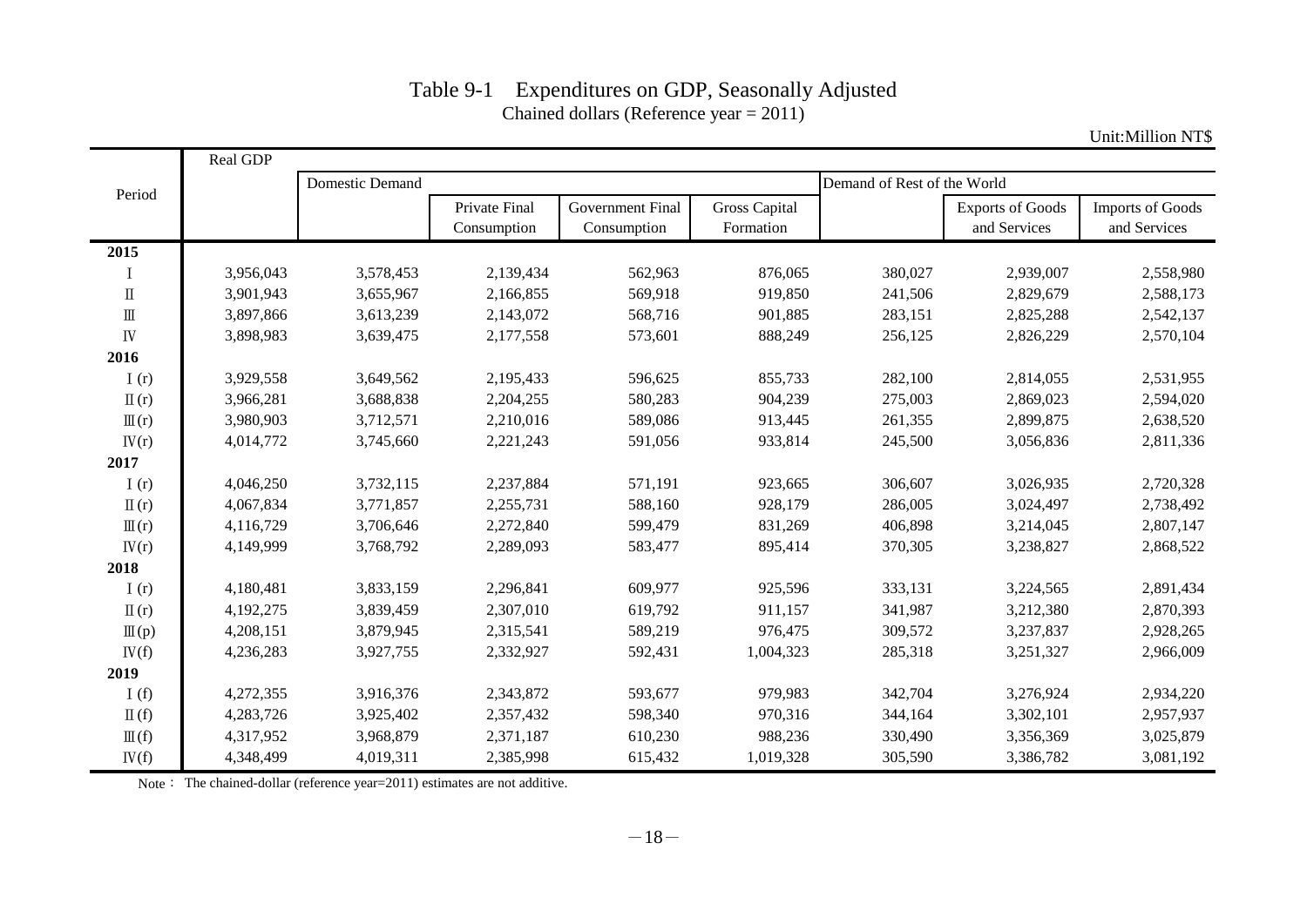# Table 9-1　Expenditures on GDP, Seasonally Adjusted

Chained dollars (Reference year = 2011)

Unit:Million NT$

| Period | Real GDP | | | | | | | |
|---|---|---|---|---|---|---|---|---|
| | | Domestic Demand | | | | Demand of Rest of the World | | |
| | | | Private Final Consumption | Government Final Consumption | Gross Capital Formation | | Exports of Goods and Services | Imports of Goods and Services |
| **2015** | | | | | | | | |
| Ⅰ | 3,956,043 | 3,578,453 | 2,139,434 | 562,963 | 876,065 | 380,027 | 2,939,007 | 2,558,980 |
| Ⅱ | 3,901,943 | 3,655,967 | 2,166,855 | 569,918 | 919,850 | 241,506 | 2,829,679 | 2,588,173 |
| Ⅲ | 3,897,866 | 3,613,239 | 2,143,072 | 568,716 | 901,885 | 283,151 | 2,825,288 | 2,542,137 |
| Ⅳ | 3,898,983 | 3,639,475 | 2,177,558 | 573,601 | 888,249 | 256,125 | 2,826,229 | 2,570,104 |
| **2016** | | | | | | | | |
| Ⅰ(r) | 3,929,558 | 3,649,562 | 2,195,433 | 596,625 | 855,733 | 282,100 | 2,814,055 | 2,531,955 |
| Ⅱ(r) | 3,966,281 | 3,688,838 | 2,204,255 | 580,283 | 904,239 | 275,003 | 2,869,023 | 2,594,020 |
| Ⅲ(r) | 3,980,903 | 3,712,571 | 2,210,016 | 589,086 | 913,445 | 261,355 | 2,899,875 | 2,638,520 |
| Ⅳ(r) | 4,014,772 | 3,745,660 | 2,221,243 | 591,056 | 933,814 | 245,500 | 3,056,836 | 2,811,336 |
| **2017** | | | | | | | | |
| Ⅰ(r) | 4,046,250 | 3,732,115 | 2,237,884 | 571,191 | 923,665 | 306,607 | 3,026,935 | 2,720,328 |
| Ⅱ(r) | 4,067,834 | 3,771,857 | 2,255,731 | 588,160 | 928,179 | 286,005 | 3,024,497 | 2,738,492 |
| Ⅲ(r) | 4,116,729 | 3,706,646 | 2,272,840 | 599,479 | 831,269 | 406,898 | 3,214,045 | 2,807,147 |
| Ⅳ(r) | 4,149,999 | 3,768,792 | 2,289,093 | 583,477 | 895,414 | 370,305 | 3,238,827 | 2,868,522 |
| **2018** | | | | | | | | |
| Ⅰ(r) | 4,180,481 | 3,833,159 | 2,296,841 | 609,977 | 925,596 | 333,131 | 3,224,565 | 2,891,434 |
| Ⅱ(r) | 4,192,275 | 3,839,459 | 2,307,010 | 619,792 | 911,157 | 341,987 | 3,212,380 | 2,870,393 |
| Ⅲ(p) | 4,208,151 | 3,879,945 | 2,315,541 | 589,219 | 976,475 | 309,572 | 3,237,837 | 2,928,265 |
| Ⅳ(f) | 4,236,283 | 3,927,755 | 2,332,927 | 592,431 | 1,004,323 | 285,318 | 3,251,327 | 2,966,009 |
| **2019** | | | | | | | | |
| Ⅰ(f) | 4,272,355 | 3,916,376 | 2,343,872 | 593,677 | 979,983 | 342,704 | 3,276,924 | 2,934,220 |
| Ⅱ(f) | 4,283,726 | 3,925,402 | 2,357,432 | 598,340 | 970,316 | 344,164 | 3,302,101 | 2,957,937 |
| Ⅲ(f) | 4,317,952 | 3,968,879 | 2,371,187 | 610,230 | 988,236 | 330,490 | 3,356,369 | 3,025,879 |
| Ⅳ(f) | 4,348,499 | 4,019,311 | 2,385,998 | 615,432 | 1,019,328 | 305,590 | 3,386,782 | 3,081,192 |

Note： The chained-dollar (reference year=2011) estimates are not additive.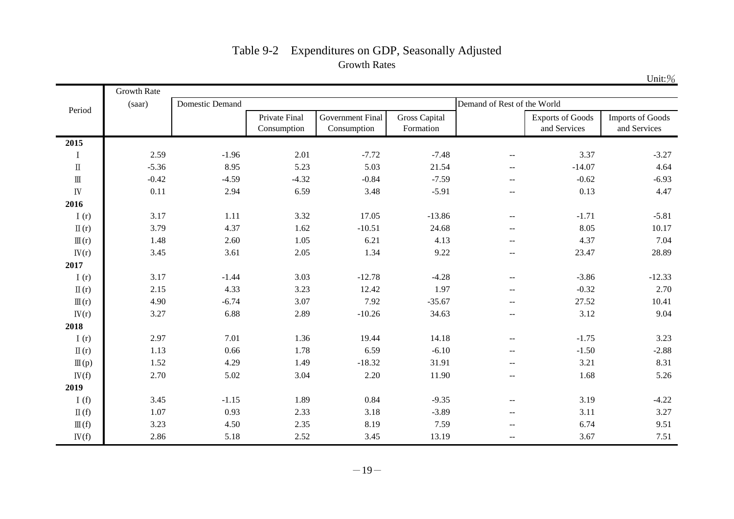# Table 9-2　Expenditures on GDP, Seasonally Adjusted

## Growth Rates

Unit:%

| Period | Growth Rate (saar) | Domestic Demand | | | | Demand of Rest of the World | | |
|---|---|---|---|---|---|---|---|---|
| | | | Private Final Consumption | Government Final Consumption | Gross Capital Formation | | Exports of Goods and Services | Imports of Goods and Services |
| **2015** | | | | | | | | |
| Ⅰ | 2.59 | -1.96 | 2.01 | -7.72 | -7.48 | -- | 3.37 | -3.27 |
| Ⅱ | -5.36 | 8.95 | 5.23 | 5.03 | 21.54 | -- | -14.07 | 4.64 |
| Ⅲ | -0.42 | -4.59 | -4.32 | -0.84 | -7.59 | -- | -0.62 | -6.93 |
| Ⅳ | 0.11 | 2.94 | 6.59 | 3.48 | -5.91 | -- | 0.13 | 4.47 |
| **2016** | | | | | | | | |
| Ⅰ(r) | 3.17 | 1.11 | 3.32 | 17.05 | -13.86 | -- | -1.71 | -5.81 |
| Ⅱ(r) | 3.79 | 4.37 | 1.62 | -10.51 | 24.68 | -- | 8.05 | 10.17 |
| Ⅲ(r) | 1.48 | 2.60 | 1.05 | 6.21 | 4.13 | -- | 4.37 | 7.04 |
| Ⅳ(r) | 3.45 | 3.61 | 2.05 | 1.34 | 9.22 | -- | 23.47 | 28.89 |
| **2017** | | | | | | | | |
| Ⅰ(r) | 3.17 | -1.44 | 3.03 | -12.78 | -4.28 | -- | -3.86 | -12.33 |
| Ⅱ(r) | 2.15 | 4.33 | 3.23 | 12.42 | 1.97 | -- | -0.32 | 2.70 |
| Ⅲ(r) | 4.90 | -6.74 | 3.07 | 7.92 | -35.67 | -- | 27.52 | 10.41 |
| Ⅳ(r) | 3.27 | 6.88 | 2.89 | -10.26 | 34.63 | -- | 3.12 | 9.04 |
| **2018** | | | | | | | | |
| Ⅰ(r) | 2.97 | 7.01 | 1.36 | 19.44 | 14.18 | -- | -1.75 | 3.23 |
| Ⅱ(r) | 1.13 | 0.66 | 1.78 | 6.59 | -6.10 | -- | -1.50 | -2.88 |
| Ⅲ(p) | 1.52 | 4.29 | 1.49 | -18.32 | 31.91 | -- | 3.21 | 8.31 |
| Ⅳ(f) | 2.70 | 5.02 | 3.04 | 2.20 | 11.90 | -- | 1.68 | 5.26 |
| **2019** | | | | | | | | |
| Ⅰ(f) | 3.45 | -1.15 | 1.89 | 0.84 | -9.35 | -- | 3.19 | -4.22 |
| Ⅱ(f) | 1.07 | 0.93 | 2.33 | 3.18 | -3.89 | -- | 3.11 | 3.27 |
| Ⅲ(f) | 3.23 | 4.50 | 2.35 | 8.19 | 7.59 | -- | 6.74 | 9.51 |
| Ⅳ(f) | 2.86 | 5.18 | 2.52 | 3.45 | 13.19 | -- | 3.67 | 7.51 |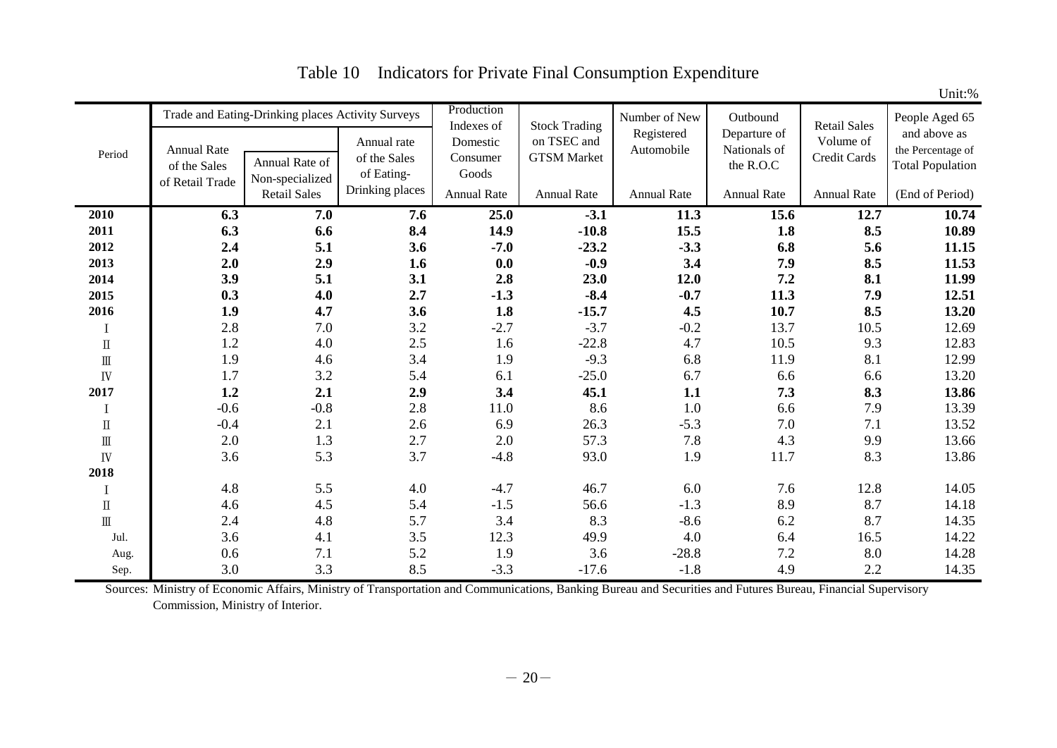# Table 10 Indicators for Private Final Consumption Expenditure

Unit:%

| Period | Trade and Eating-Drinking places Activity Surveys | | | Production Indexes of Domestic Consumer Goods | Stock Trading on TSEC and GTSM Market | Number of New Registered Automobile | Outbound Departure of Nationals of the R.O.C | Retail Sales Volume of Credit Cards | People Aged 65 and above as the Percentage of Total Population |
|---|---|---|---|---|---|---|---|---|---|
| | Annual Rate of the Sales of Retail Trade | Annual Rate of Non-specialized Retail Sales | Annual rate of the Sales of Eating-Drinking places | Annual Rate | Annual Rate | Annual Rate | Annual Rate | Annual Rate | (End of Period) |
| **2010** | **6.3** | **7.0** | **7.6** | **25.0** | **-3.1** | **11.3** | **15.6** | **12.7** | **10.74** |
| **2011** | **6.3** | **6.6** | **8.4** | **14.9** | **-10.8** | **15.5** | **1.8** | **8.5** | **10.89** |
| **2012** | **2.4** | **5.1** | **3.6** | **-7.0** | **-23.2** | **-3.3** | **6.8** | **5.6** | **11.15** |
| **2013** | **2.0** | **2.9** | **1.6** | **0.0** | **-0.9** | **3.4** | **7.9** | **8.5** | **11.53** |
| **2014** | **3.9** | **5.1** | **3.1** | **2.8** | **23.0** | **12.0** | **7.2** | **8.1** | **11.99** |
| **2015** | **0.3** | **4.0** | **2.7** | **-1.3** | **-8.4** | **-0.7** | **11.3** | **7.9** | **12.51** |
| **2016** | **1.9** | **4.7** | **3.6** | **1.8** | **-15.7** | **4.5** | **10.7** | **8.5** | **13.20** |
| Ⅰ | 2.8 | 7.0 | 3.2 | -2.7 | -3.7 | -0.2 | 13.7 | 10.5 | 12.69 |
| Ⅱ | 1.2 | 4.0 | 2.5 | 1.6 | -22.8 | 4.7 | 10.5 | 9.3 | 12.83 |
| Ⅲ | 1.9 | 4.6 | 3.4 | 1.9 | -9.3 | 6.8 | 11.9 | 8.1 | 12.99 |
| Ⅳ | 1.7 | 3.2 | 5.4 | 6.1 | -25.0 | 6.7 | 6.6 | 6.6 | 13.20 |
| **2017** | **1.2** | **2.1** | **2.9** | **3.4** | **45.1** | **1.1** | **7.3** | **8.3** | **13.86** |
| Ⅰ | -0.6 | -0.8 | 2.8 | 11.0 | 8.6 | 1.0 | 6.6 | 7.9 | 13.39 |
| Ⅱ | -0.4 | 2.1 | 2.6 | 6.9 | 26.3 | -5.3 | 7.0 | 7.1 | 13.52 |
| Ⅲ | 2.0 | 1.3 | 2.7 | 2.0 | 57.3 | 7.8 | 4.3 | 9.9 | 13.66 |
| Ⅳ | 3.6 | 5.3 | 3.7 | -4.8 | 93.0 | 1.9 | 11.7 | 8.3 | 13.86 |
| **2018** | | | | | | | | | |
| Ⅰ | 4.8 | 5.5 | 4.0 | -4.7 | 46.7 | 6.0 | 7.6 | 12.8 | 14.05 |
| Ⅱ | 4.6 | 4.5 | 5.4 | -1.5 | 56.6 | -1.3 | 8.9 | 8.7 | 14.18 |
| Ⅲ | 2.4 | 4.8 | 5.7 | 3.4 | 8.3 | -8.6 | 6.2 | 8.7 | 14.35 |
| Jul. | 3.6 | 4.1 | 3.5 | 12.3 | 49.9 | 4.0 | 6.4 | 16.5 | 14.22 |
| Aug. | 0.6 | 7.1 | 5.2 | 1.9 | 3.6 | -28.8 | 7.2 | 8.0 | 14.28 |
| Sep. | 3.0 | 3.3 | 8.5 | -3.3 | -17.6 | -1.8 | 4.9 | 2.2 | 14.35 |

Sources: Ministry of Economic Affairs, Ministry of Transportation and Communications, Banking Bureau and Securities and Futures Bureau, Financial Supervisory Commission, Ministry of Interior.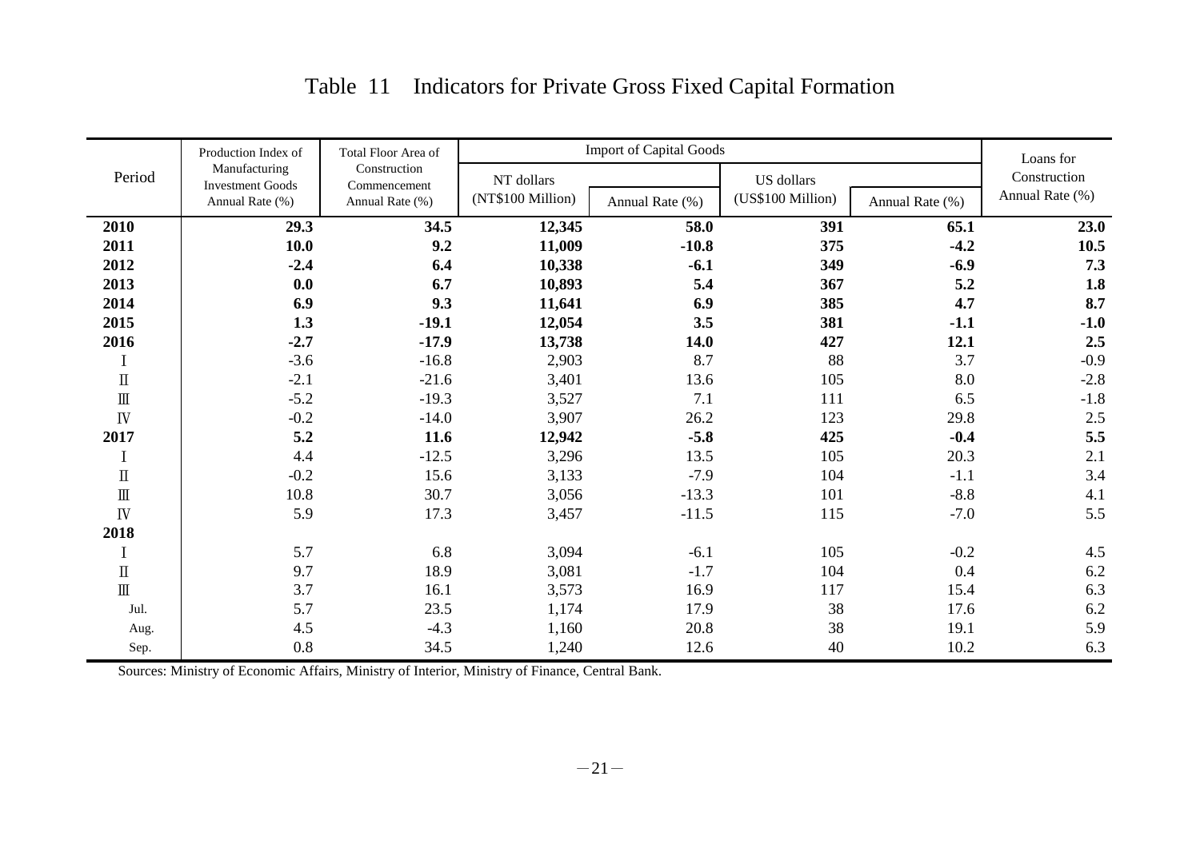# Table 11 Indicators for Private Gross Fixed Capital Formation

| Period | Production Index of Manufacturing Investment Goods Annual Rate (%) | Total Floor Area of Construction Commencement Annual Rate (%) | Import of Capital Goods | | | | Loans for Construction Annual Rate (%) |
|---|---|---|---|---|---|---|---|
| | | | NT dollars (NT$100 Million) | Annual Rate (%) | US dollars (US$100 Million) | Annual Rate (%) | |
| **2010** | **29.3** | **34.5** | **12,345** | **58.0** | **391** | **65.1** | **23.0** |
| **2011** | **10.0** | **9.2** | **11,009** | **-10.8** | **375** | **-4.2** | **10.5** |
| **2012** | **-2.4** | **6.4** | **10,338** | **-6.1** | **349** | **-6.9** | **7.3** |
| **2013** | **0.0** | **6.7** | **10,893** | **5.4** | **367** | **5.2** | **1.8** |
| **2014** | **6.9** | **9.3** | **11,641** | **6.9** | **385** | **4.7** | **8.7** |
| **2015** | **1.3** | **-19.1** | **12,054** | **3.5** | **381** | **-1.1** | **-1.0** |
| **2016** | **-2.7** | **-17.9** | **13,738** | **14.0** | **427** | **12.1** | **2.5** |
| Ⅰ | -3.6 | -16.8 | 2,903 | 8.7 | 88 | 3.7 | -0.9 |
| Ⅱ | -2.1 | -21.6 | 3,401 | 13.6 | 105 | 8.0 | -2.8 |
| Ⅲ | -5.2 | -19.3 | 3,527 | 7.1 | 111 | 6.5 | -1.8 |
| Ⅳ | -0.2 | -14.0 | 3,907 | 26.2 | 123 | 29.8 | 2.5 |
| **2017** | **5.2** | **11.6** | **12,942** | **-5.8** | **425** | **-0.4** | **5.5** |
| Ⅰ | 4.4 | -12.5 | 3,296 | 13.5 | 105 | 20.3 | 2.1 |
| Ⅱ | -0.2 | 15.6 | 3,133 | -7.9 | 104 | -1.1 | 3.4 |
| Ⅲ | 10.8 | 30.7 | 3,056 | -13.3 | 101 | -8.8 | 4.1 |
| Ⅳ | 5.9 | 17.3 | 3,457 | -11.5 | 115 | -7.0 | 5.5 |
| **2018** | | | | | | | |
| Ⅰ | 5.7 | 6.8 | 3,094 | -6.1 | 105 | -0.2 | 4.5 |
| Ⅱ | 9.7 | 18.9 | 3,081 | -1.7 | 104 | 0.4 | 6.2 |
| Ⅲ | 3.7 | 16.1 | 3,573 | 16.9 | 117 | 15.4 | 6.3 |
| Jul. | 5.7 | 23.5 | 1,174 | 17.9 | 38 | 17.6 | 6.2 |
| Aug. | 4.5 | -4.3 | 1,160 | 20.8 | 38 | 19.1 | 5.9 |
| Sep. | 0.8 | 34.5 | 1,240 | 12.6 | 40 | 10.2 | 6.3 |

Sources: Ministry of Economic Affairs, Ministry of Interior, Ministry of Finance, Central Bank.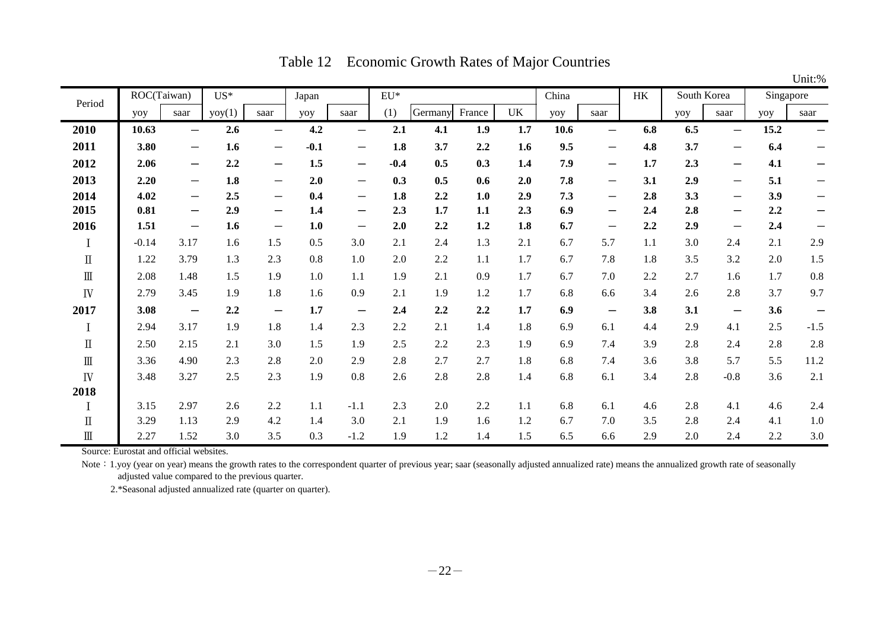# Table 12 Economic Growth Rates of Major Countries

Unit:%

| Period | ROC(Taiwan) | | US* | | Japan | | EU* | | | | China | | HK | South Korea | | Singapore | |
|---|---|---|---|---|---|---|---|---|---|---|---|---|---|---|---|---|---|
| | yoy | saar | yoy(1) | saar | yoy | saar | (1) | Germany | France | UK | yoy | saar | | yoy | saar | yoy | saar |
| **2010** | **10.63** | — | **2.6** | — | **4.2** | — | **2.1** | **4.1** | **1.9** | **1.7** | **10.6** | — | **6.8** | **6.5** | — | **15.2** | — |
| **2011** | **3.80** | — | **1.6** | — | **-0.1** | — | **1.8** | **3.7** | **2.2** | **1.6** | **9.5** | — | **4.8** | **3.7** | — | **6.4** | — |
| **2012** | **2.06** | — | **2.2** | — | **1.5** | — | **-0.4** | **0.5** | **0.3** | **1.4** | **7.9** | — | **1.7** | **2.3** | — | **4.1** | — |
| **2013** | **2.20** | — | **1.8** | — | **2.0** | — | **0.3** | **0.5** | **0.6** | **2.0** | **7.8** | — | **3.1** | **2.9** | — | **5.1** | — |
| **2014** | **4.02** | — | **2.5** | — | **0.4** | — | **1.8** | **2.2** | **1.0** | **2.9** | **7.3** | — | **2.8** | **3.3** | — | **3.9** | — |
| **2015** | **0.81** | — | **2.9** | — | **1.4** | — | **2.3** | **1.7** | **1.1** | **2.3** | **6.9** | — | **2.4** | **2.8** | — | **2.2** | — |
| **2016** | **1.51** | — | **1.6** | — | **1.0** | — | **2.0** | **2.2** | **1.2** | **1.8** | **6.7** | — | **2.2** | **2.9** | — | **2.4** | — |
| Ⅰ | -0.14 | 3.17 | 1.6 | 1.5 | 0.5 | 3.0 | 2.1 | 2.4 | 1.3 | 2.1 | 6.7 | 5.7 | 1.1 | 3.0 | 2.4 | 2.1 | 2.9 |
| Ⅱ | 1.22 | 3.79 | 1.3 | 2.3 | 0.8 | 1.0 | 2.0 | 2.2 | 1.1 | 1.7 | 6.7 | 7.8 | 1.8 | 3.5 | 3.2 | 2.0 | 1.5 |
| Ⅲ | 2.08 | 1.48 | 1.5 | 1.9 | 1.0 | 1.1 | 1.9 | 2.1 | 0.9 | 1.7 | 6.7 | 7.0 | 2.2 | 2.7 | 1.6 | 1.7 | 0.8 |
| Ⅳ | 2.79 | 3.45 | 1.9 | 1.8 | 1.6 | 0.9 | 2.1 | 1.9 | 1.2 | 1.7 | 6.8 | 6.6 | 3.4 | 2.6 | 2.8 | 3.7 | 9.7 |
| **2017** | **3.08** | — | **2.2** | — | **1.7** | — | **2.4** | **2.2** | **2.2** | **1.7** | **6.9** | — | **3.8** | **3.1** | — | **3.6** | — |
| Ⅰ | 2.94 | 3.17 | 1.9 | 1.8 | 1.4 | 2.3 | 2.2 | 2.1 | 1.4 | 1.8 | 6.9 | 6.1 | 4.4 | 2.9 | 4.1 | 2.5 | -1.5 |
| Ⅱ | 2.50 | 2.15 | 2.1 | 3.0 | 1.5 | 1.9 | 2.5 | 2.2 | 2.3 | 1.9 | 6.9 | 7.4 | 3.9 | 2.8 | 2.4 | 2.8 | 2.8 |
| Ⅲ | 3.36 | 4.90 | 2.3 | 2.8 | 2.0 | 2.9 | 2.8 | 2.7 | 2.7 | 1.8 | 6.8 | 7.4 | 3.6 | 3.8 | 5.7 | 5.5 | 11.2 |
| Ⅳ | 3.48 | 3.27 | 2.5 | 2.3 | 1.9 | 0.8 | 2.6 | 2.8 | 2.8 | 1.4 | 6.8 | 6.1 | 3.4 | 2.8 | -0.8 | 3.6 | 2.1 |
| **2018** | | | | | | | | | | | | | | | | | |
| Ⅰ | 3.15 | 2.97 | 2.6 | 2.2 | 1.1 | -1.1 | 2.3 | 2.0 | 2.2 | 1.1 | 6.8 | 6.1 | 4.6 | 2.8 | 4.1 | 4.6 | 2.4 |
| Ⅱ | 3.29 | 1.13 | 2.9 | 4.2 | 1.4 | 3.0 | 2.1 | 1.9 | 1.6 | 1.2 | 6.7 | 7.0 | 3.5 | 2.8 | 2.4 | 4.1 | 1.0 |
| Ⅲ | 2.27 | 1.52 | 3.0 | 3.5 | 0.3 | -1.2 | 1.9 | 1.2 | 1.4 | 1.5 | 6.5 | 6.6 | 2.9 | 2.0 | 2.4 | 2.2 | 3.0 |

Source: Eurostat and official websites.

Note：1.yoy (year on year) means the growth rates to the correspondent quarter of previous year; saar (seasonally adjusted annualized rate) means the annualized growth rate of seasonally adjusted value compared to the previous quarter.

2.*Seasonal adjusted annualized rate (quarter on quarter).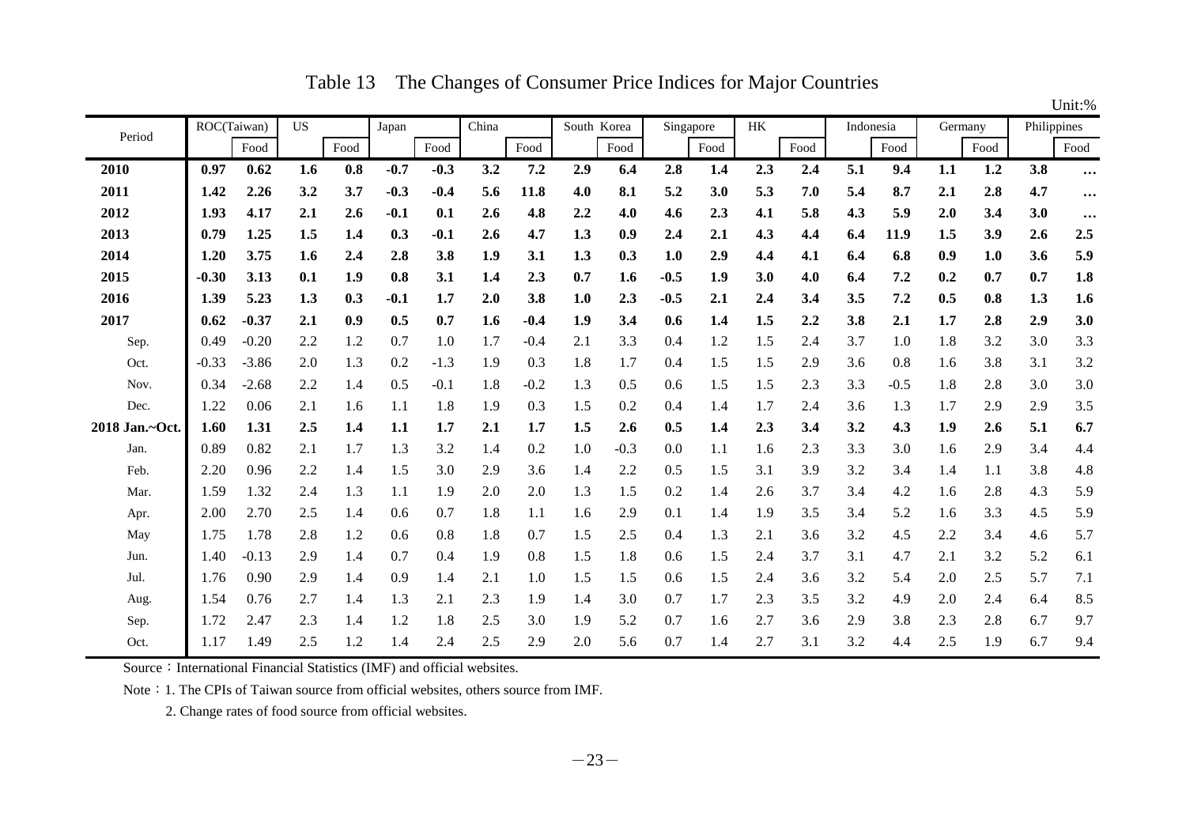# Table 13 The Changes of Consumer Price Indices for Major Countries

Unit:%

| Period | ROC(Taiwan) | | US | | Japan | | China | | South Korea | | Singapore | | HK | | Indonesia | | Germany | | Philippines | |
|---|---|---|---|---|---|---|---|---|---|---|---|---|---|---|---|---|---|---|---|---|
| | | Food | | Food | | Food | | Food | | Food | | Food | | Food | | Food | | Food | | Food |
| **2010** | **0.97** | **0.62** | **1.6** | **0.8** | **-0.7** | **-0.3** | **3.2** | **7.2** | **2.9** | **6.4** | **2.8** | **1.4** | **2.3** | **2.4** | **5.1** | **9.4** | **1.1** | **1.2** | **3.8** | **…** |
| **2011** | **1.42** | **2.26** | **3.2** | **3.7** | **-0.3** | **-0.4** | **5.6** | **11.8** | **4.0** | **8.1** | **5.2** | **3.0** | **5.3** | **7.0** | **5.4** | **8.7** | **2.1** | **2.8** | **4.7** | **…** |
| **2012** | **1.93** | **4.17** | **2.1** | **2.6** | **-0.1** | **0.1** | **2.6** | **4.8** | **2.2** | **4.0** | **4.6** | **2.3** | **4.1** | **5.8** | **4.3** | **5.9** | **2.0** | **3.4** | **3.0** | **…** |
| **2013** | **0.79** | **1.25** | **1.5** | **1.4** | **0.3** | **-0.1** | **2.6** | **4.7** | **1.3** | **0.9** | **2.4** | **2.1** | **4.3** | **4.4** | **6.4** | **11.9** | **1.5** | **3.9** | **2.6** | **2.5** |
| **2014** | **1.20** | **3.75** | **1.6** | **2.4** | **2.8** | **3.8** | **1.9** | **3.1** | **1.3** | **0.3** | **1.0** | **2.9** | **4.4** | **4.1** | **6.4** | **6.8** | **0.9** | **1.0** | **3.6** | **5.9** |
| **2015** | **-0.30** | **3.13** | **0.1** | **1.9** | **0.8** | **3.1** | **1.4** | **2.3** | **0.7** | **1.6** | **-0.5** | **1.9** | **3.0** | **4.0** | **6.4** | **7.2** | **0.2** | **0.7** | **0.7** | **1.8** |
| **2016** | **1.39** | **5.23** | **1.3** | **0.3** | **-0.1** | **1.7** | **2.0** | **3.8** | **1.0** | **2.3** | **-0.5** | **2.1** | **2.4** | **3.4** | **3.5** | **7.2** | **0.5** | **0.8** | **1.3** | **1.6** |
| **2017** | **0.62** | **-0.37** | **2.1** | **0.9** | **0.5** | **0.7** | **1.6** | **-0.4** | **1.9** | **3.4** | **0.6** | **1.4** | **1.5** | **2.2** | **3.8** | **2.1** | **1.7** | **2.8** | **2.9** | **3.0** |
| Sep. | 0.49 | -0.20 | 2.2 | 1.2 | 0.7 | 1.0 | 1.7 | -0.4 | 2.1 | 3.3 | 0.4 | 1.2 | 1.5 | 2.4 | 3.7 | 1.0 | 1.8 | 3.2 | 3.0 | 3.3 |
| Oct. | -0.33 | -3.86 | 2.0 | 1.3 | 0.2 | -1.3 | 1.9 | 0.3 | 1.8 | 1.7 | 0.4 | 1.5 | 1.5 | 2.9 | 3.6 | 0.8 | 1.6 | 3.8 | 3.1 | 3.2 |
| Nov. | 0.34 | -2.68 | 2.2 | 1.4 | 0.5 | -0.1 | 1.8 | -0.2 | 1.3 | 0.5 | 0.6 | 1.5 | 1.5 | 2.3 | 3.3 | -0.5 | 1.8 | 2.8 | 3.0 | 3.0 |
| Dec. | 1.22 | 0.06 | 2.1 | 1.6 | 1.1 | 1.8 | 1.9 | 0.3 | 1.5 | 0.2 | 0.4 | 1.4 | 1.7 | 2.4 | 3.6 | 1.3 | 1.7 | 2.9 | 2.9 | 3.5 |
| **2018 Jan.~Oct.** | **1.60** | **1.31** | **2.5** | **1.4** | **1.1** | **1.7** | **2.1** | **1.7** | **1.5** | **2.6** | **0.5** | **1.4** | **2.3** | **3.4** | **3.2** | **4.3** | **1.9** | **2.6** | **5.1** | **6.7** |
| Jan. | 0.89 | 0.82 | 2.1 | 1.7 | 1.3 | 3.2 | 1.4 | 0.2 | 1.0 | -0.3 | 0.0 | 1.1 | 1.6 | 2.3 | 3.3 | 3.0 | 1.6 | 2.9 | 3.4 | 4.4 |
| Feb. | 2.20 | 0.96 | 2.2 | 1.4 | 1.5 | 3.0 | 2.9 | 3.6 | 1.4 | 2.2 | 0.5 | 1.5 | 3.1 | 3.9 | 3.2 | 3.4 | 1.4 | 1.1 | 3.8 | 4.8 |
| Mar. | 1.59 | 1.32 | 2.4 | 1.3 | 1.1 | 1.9 | 2.0 | 2.0 | 1.3 | 1.5 | 0.2 | 1.4 | 2.6 | 3.7 | 3.4 | 4.2 | 1.6 | 2.8 | 4.3 | 5.9 |
| Apr. | 2.00 | 2.70 | 2.5 | 1.4 | 0.6 | 0.7 | 1.8 | 1.1 | 1.6 | 2.9 | 0.1 | 1.4 | 1.9 | 3.5 | 3.4 | 5.2 | 1.6 | 3.3 | 4.5 | 5.9 |
| May | 1.75 | 1.78 | 2.8 | 1.2 | 0.6 | 0.8 | 1.8 | 0.7 | 1.5 | 2.5 | 0.4 | 1.3 | 2.1 | 3.6 | 3.2 | 4.5 | 2.2 | 3.4 | 4.6 | 5.7 |
| Jun. | 1.40 | -0.13 | 2.9 | 1.4 | 0.7 | 0.4 | 1.9 | 0.8 | 1.5 | 1.8 | 0.6 | 1.5 | 2.4 | 3.7 | 3.1 | 4.7 | 2.1 | 3.2 | 5.2 | 6.1 |
| Jul. | 1.76 | 0.90 | 2.9 | 1.4 | 0.9 | 1.4 | 2.1 | 1.0 | 1.5 | 1.5 | 0.6 | 1.5 | 2.4 | 3.6 | 3.2 | 5.4 | 2.0 | 2.5 | 5.7 | 7.1 |
| Aug. | 1.54 | 0.76 | 2.7 | 1.4 | 1.3 | 2.1 | 2.3 | 1.9 | 1.4 | 3.0 | 0.7 | 1.7 | 2.3 | 3.5 | 3.2 | 4.9 | 2.0 | 2.4 | 6.4 | 8.5 |
| Sep. | 1.72 | 2.47 | 2.3 | 1.4 | 1.2 | 1.8 | 2.5 | 3.0 | 1.9 | 5.2 | 0.7 | 1.6 | 2.7 | 3.6 | 2.9 | 3.8 | 2.3 | 2.8 | 6.7 | 9.7 |
| Oct. | 1.17 | 1.49 | 2.5 | 1.2 | 1.4 | 2.4 | 2.5 | 2.9 | 2.0 | 5.6 | 0.7 | 1.4 | 2.7 | 3.1 | 3.2 | 4.4 | 2.5 | 1.9 | 6.7 | 9.4 |

Source：International Financial Statistics (IMF) and official websites.

Note：1. The CPIs of Taiwan source from official websites, others source from IMF.

2. Change rates of food source from official websites.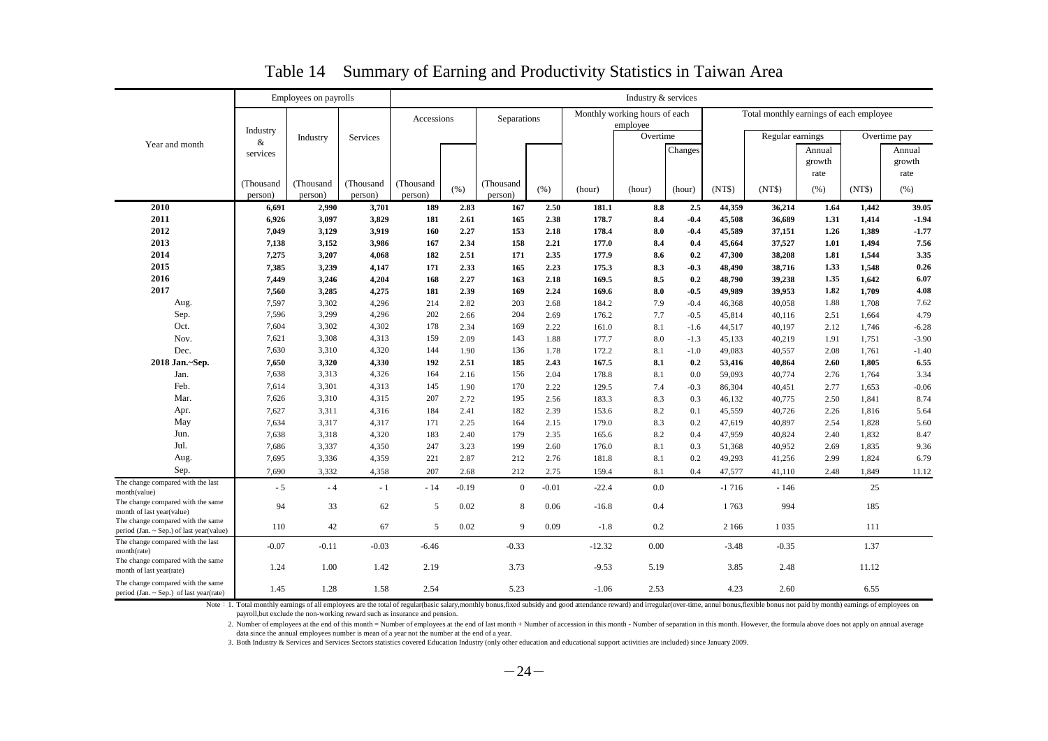# Table 14 Summary of Earning and Productivity Statistics in Taiwan Area

| Year and month | Employees on payrolls | | | Industry & services | | | | | | | | | | | | |
|---|---|---|---|---|---|---|---|---|---|---|---|---|---|---|---|---|
| | Industry & services | Industry | Services | Accessions | | Separations | | Monthly working hours of each employee | Overtime | | Total monthly earnings of each employee | Regular earnings | | Overtime pay | |
| | | | | | | | | | | Changes | | | Annual growth rate | | Annual growth rate |
| | (Thousand person) | (Thousand person) | (Thousand person) | (Thousand person) | (%) | (Thousand person) | (%) | (hour) | (hour) | (hour) | (NT$) | (NT$) | (%) | (NT$) | (%) |
| **2010** | **6,691** | **2,990** | **3,701** | **189** | **2.83** | **167** | **2.50** | **181.1** | **8.8** | **2.5** | **44,359** | **36,214** | **1.64** | **1,442** | **39.05** |
| **2011** | **6,926** | **3,097** | **3,829** | **181** | **2.61** | **165** | **2.38** | **178.7** | **8.4** | **-0.4** | **45,508** | **36,689** | **1.31** | **1,414** | **-1.94** |
| **2012** | **7,049** | **3,129** | **3,919** | **160** | **2.27** | **153** | **2.18** | **178.4** | **8.0** | **-0.4** | **45,589** | **37,151** | **1.26** | **1,389** | **-1.77** |
| **2013** | **7,138** | **3,152** | **3,986** | **167** | **2.34** | **158** | **2.21** | **177.0** | **8.4** | **0.4** | **45,664** | **37,527** | **1.01** | **1,494** | **7.56** |
| **2014** | **7,275** | **3,207** | **4,068** | **182** | **2.51** | **171** | **2.35** | **177.9** | **8.6** | **0.2** | **47,300** | **38,208** | **1.81** | **1,544** | **3.35** |
| **2015** | **7,385** | **3,239** | **4,147** | **171** | **2.33** | **165** | **2.23** | **175.3** | **8.3** | **-0.3** | **48,490** | **38,716** | **1.33** | **1,548** | **0.26** |
| **2016** | **7,449** | **3,246** | **4,204** | **168** | **2.27** | **163** | **2.18** | **169.5** | **8.5** | **0.2** | **48,790** | **39,238** | **1.35** | **1,642** | **6.07** |
| **2017** | **7,560** | **3,285** | **4,275** | **181** | **2.39** | **169** | **2.24** | **169.6** | **8.0** | **-0.5** | **49,989** | **39,953** | **1.82** | **1,709** | **4.08** |
| Aug. | 7,597 | 3,302 | 4,296 | 214 | 2.82 | 203 | 2.68 | 184.2 | 7.9 | -0.4 | 46,368 | 40,058 | 1.88 | 1,708 | 7.62 |
| Sep. | 7,596 | 3,299 | 4,296 | 202 | 2.66 | 204 | 2.69 | 176.2 | 7.7 | -0.5 | 45,814 | 40,116 | 2.51 | 1,664 | 4.79 |
| Oct. | 7,604 | 3,302 | 4,302 | 178 | 2.34 | 169 | 2.22 | 161.0 | 8.1 | -1.6 | 44,517 | 40,197 | 2.12 | 1,746 | -6.28 |
| Nov. | 7,621 | 3,308 | 4,313 | 159 | 2.09 | 143 | 1.88 | 177.7 | 8.0 | -1.3 | 45,133 | 40,219 | 1.91 | 1,751 | -3.90 |
| Dec. | 7,630 | 3,310 | 4,320 | 144 | 1.90 | 136 | 1.78 | 172.2 | 8.1 | -1.0 | 49,083 | 40,557 | 2.08 | 1,761 | -1.40 |
| **2018 Jan.~Sep.** | **7,650** | **3,320** | **4,330** | **192** | **2.51** | **185** | **2.43** | **167.5** | **8.1** | **0.2** | **53,416** | **40,864** | **2.60** | **1,805** | **6.55** |
| Jan. | 7,638 | 3,313 | 4,326 | 164 | 2.16 | 156 | 2.04 | 178.8 | 8.1 | 0.0 | 59,093 | 40,774 | 2.76 | 1,764 | 3.34 |
| Feb. | 7,614 | 3,301 | 4,313 | 145 | 1.90 | 170 | 2.22 | 129.5 | 7.4 | -0.3 | 86,304 | 40,451 | 2.77 | 1,653 | -0.06 |
| Mar. | 7,626 | 3,310 | 4,315 | 207 | 2.72 | 195 | 2.56 | 183.3 | 8.3 | 0.3 | 46,132 | 40,775 | 2.50 | 1,841 | 8.74 |
| Apr. | 7,627 | 3,311 | 4,316 | 184 | 2.41 | 182 | 2.39 | 153.6 | 8.2 | 0.1 | 45,559 | 40,726 | 2.26 | 1,816 | 5.64 |
| May | 7,634 | 3,317 | 4,317 | 171 | 2.25 | 164 | 2.15 | 179.0 | 8.3 | 0.2 | 47,619 | 40,897 | 2.54 | 1,828 | 5.60 |
| Jun. | 7,638 | 3,318 | 4,320 | 183 | 2.40 | 179 | 2.35 | 165.6 | 8.2 | 0.4 | 47,959 | 40,824 | 2.40 | 1,832 | 8.47 |
| Jul. | 7,686 | 3,337 | 4,350 | 247 | 3.23 | 199 | 2.60 | 176.0 | 8.1 | 0.3 | 51,368 | 40,952 | 2.69 | 1,835 | 9.36 |
| Aug. | 7,695 | 3,336 | 4,359 | 221 | 2.87 | 212 | 2.76 | 181.8 | 8.1 | 0.2 | 49,293 | 41,256 | 2.99 | 1,824 | 6.79 |
| Sep. | 7,690 | 3,332 | 4,358 | 207 | 2.68 | 212 | 2.75 | 159.4 | 8.1 | 0.4 | 47,577 | 41,110 | 2.48 | 1,849 | 11.12 |
| The change compared with the last month(value) | - 5 | - 4 | - 1 | - 14 | -0.19 | 0 | -0.01 | -22.4 | 0.0 | | -1 716 | - 146 | | 25 | |
| The change compared with the same month of last year(value) | 94 | 33 | 62 | 5 | 0.02 | 8 | 0.06 | -16.8 | 0.4 | | 1 763 | 994 | | 185 | |
| The change compared with the same period (Jan. ~ Sep.) of last year(value) | 110 | 42 | 67 | 5 | 0.02 | 9 | 0.09 | -1.8 | 0.2 | | 2 166 | 1 035 | | 111 | |
| The change compared with the last month(rate) | -0.07 | -0.11 | -0.03 | -6.46 | | -0.33 | | -12.32 | 0.00 | | -3.48 | -0.35 | | 1.37 | |
| The change compared with the same month of last year(rate) | 1.24 | 1.00 | 1.42 | 2.19 | | 3.73 | | -9.53 | 5.19 | | 3.85 | 2.48 | | 11.12 | |
| The change compared with the same period (Jan. ~ Sep.) of last year(rate) | 1.45 | 1.28 | 1.58 | 2.54 | | 5.23 | | -1.06 | 2.53 | | 4.23 | 2.60 | | 6.55 | |

Note：1. Total monthly earnings of all employees are the total of regular(basic salary,monthly bonus,fixed subsidy and good attendance reward) and irregular(over-time, annul bonus,flexible bonus not paid by month) earnings of employees on payroll,but exclude the non-working reward such as insurance and pension.

2. Number of employees at the end of this month = Number of employees at the end of last month + Number of accession in this month - Number of separation in this month. However, the formula above does not apply on annual average data since the annual employees number is mean of a year not the number at the end of a year.

3. Both Industry & Services and Services Sectors statistics covered Education Industry (only other education and educational support activities are included) since January 2009.